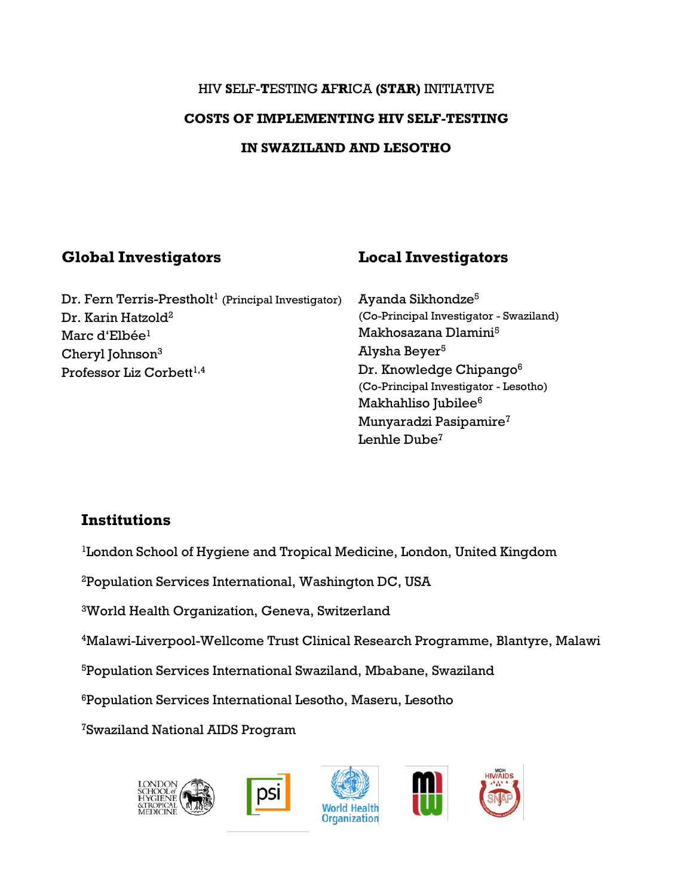HIV **S**ELF-**T**ESTING **A**F**R**ICA **(STAR)** INITIATIVE

# COSTS OF IMPLEMENTING HIV SELF-TESTING IN SWAZILAND AND LESOTHO

## Global Investigators

Dr. Fern Terris-Prestholt[1] (Principal Investigator)
Dr. Karin Hatzold[2]
Marc d'Elbée[1]
Cheryl Johnson[3]
Professor Liz Corbett[1,4]

## Local Investigators

Ayanda Sikhondze[5]
(Co-Principal Investigator - Swaziland)
Makhosazana Dlamini[5]
Alysha Beyer[5]
Dr. Knowledge Chipango[6]
(Co-Principal Investigator - Lesotho)
Makhahliso Jubilee[6]
Munyaradzi Pasipamire[7]
Lenhle Dube[7]

## Institutions

[1]London School of Hygiene and Tropical Medicine, London, United Kingdom

[2]Population Services International, Washington DC, USA

[3]World Health Organization, Geneva, Switzerland

[4]Malawi-Liverpool-Wellcome Trust Clinical Research Programme, Blantyre, Malawi

[5]Population Services International Swaziland, Mbabane, Swaziland

[6]Population Services International Lesotho, Maseru, Lesotho

[7]Swaziland National AIDS Program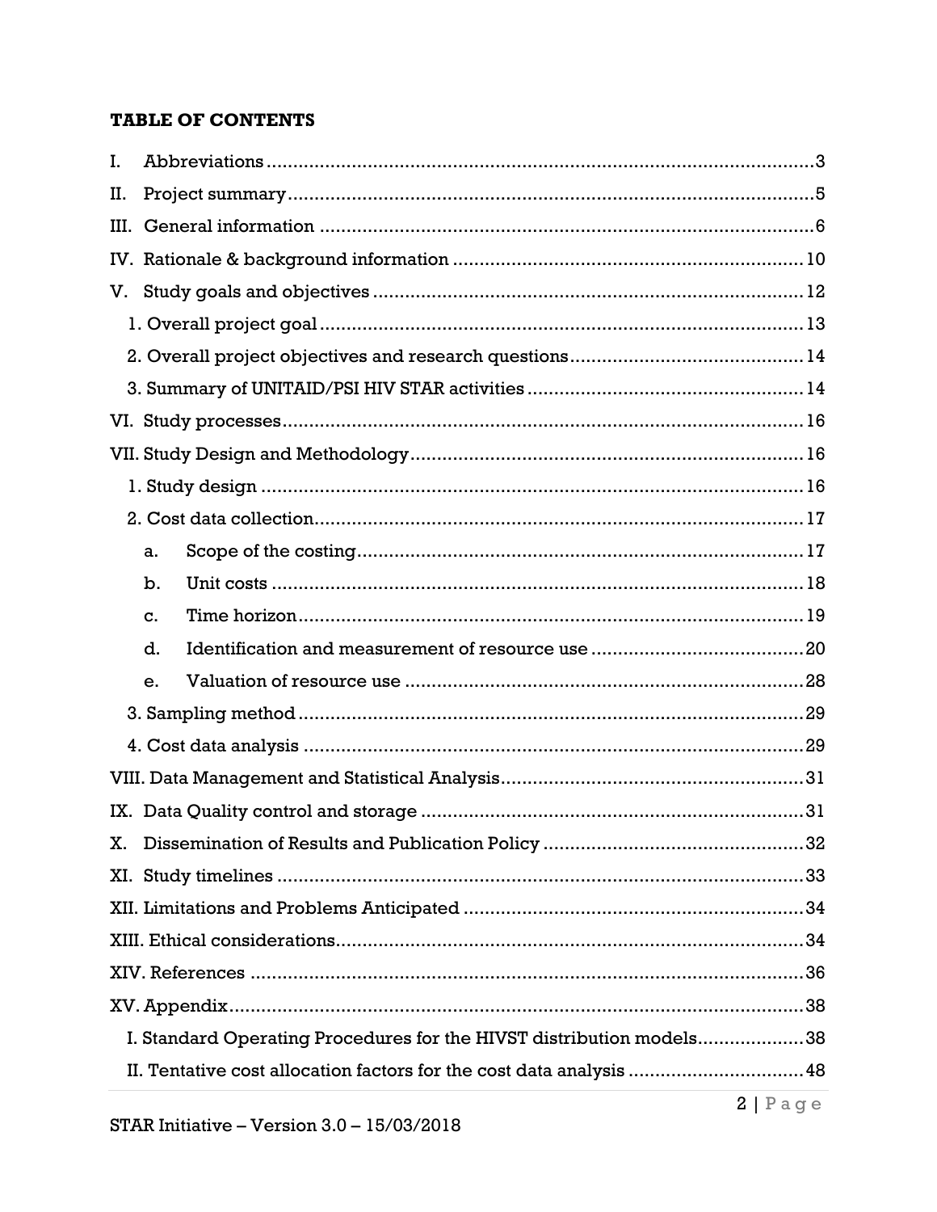**TABLE OF CONTENTS**

I. Abbreviations ........................................................................................ 3

II. Project summary ................................................................................... 5

III. General information ............................................................................ 6

IV. Rationale & background information .................................................. 10

V. Study goals and objectives ................................................................... 12

  1. Overall project goal ......................................................................... 13

  2. Overall project objectives and research questions ............................. 14

  3. Summary of UNITAID/PSI HIV STAR activities ................................. 14

VI. Study processes .................................................................................. 16

VII. Study Design and Methodology ......................................................... 16

  1. Study design ..................................................................................... 16

  2. Cost data collection .......................................................................... 17

    a. Scope of the costing ...................................................................... 17

    b. Unit costs ...................................................................................... 18

    c. Time horizon ................................................................................. 19

    d. Identification and measurement of resource use ........................... 20

    e. Valuation of resource use .............................................................. 28

  3. Sampling method ............................................................................. 29

  4. Cost data analysis ............................................................................ 29

VIII. Data Management and Statistical Analysis ........................................ 31

IX. Data Quality control and storage ........................................................ 31

X. Dissemination of Results and Publication Policy .................................. 32

XI. Study timelines ................................................................................... 33

XII. Limitations and Problems Anticipated ............................................... 34

XIII. Ethical considerations ....................................................................... 34

XIV. References ........................................................................................ 36

XV. Appendix ........................................................................................... 38

  I. Standard Operating Procedures for the HIVST distribution models .................... 38

  II. Tentative cost allocation factors for the cost data analysis ................................ 48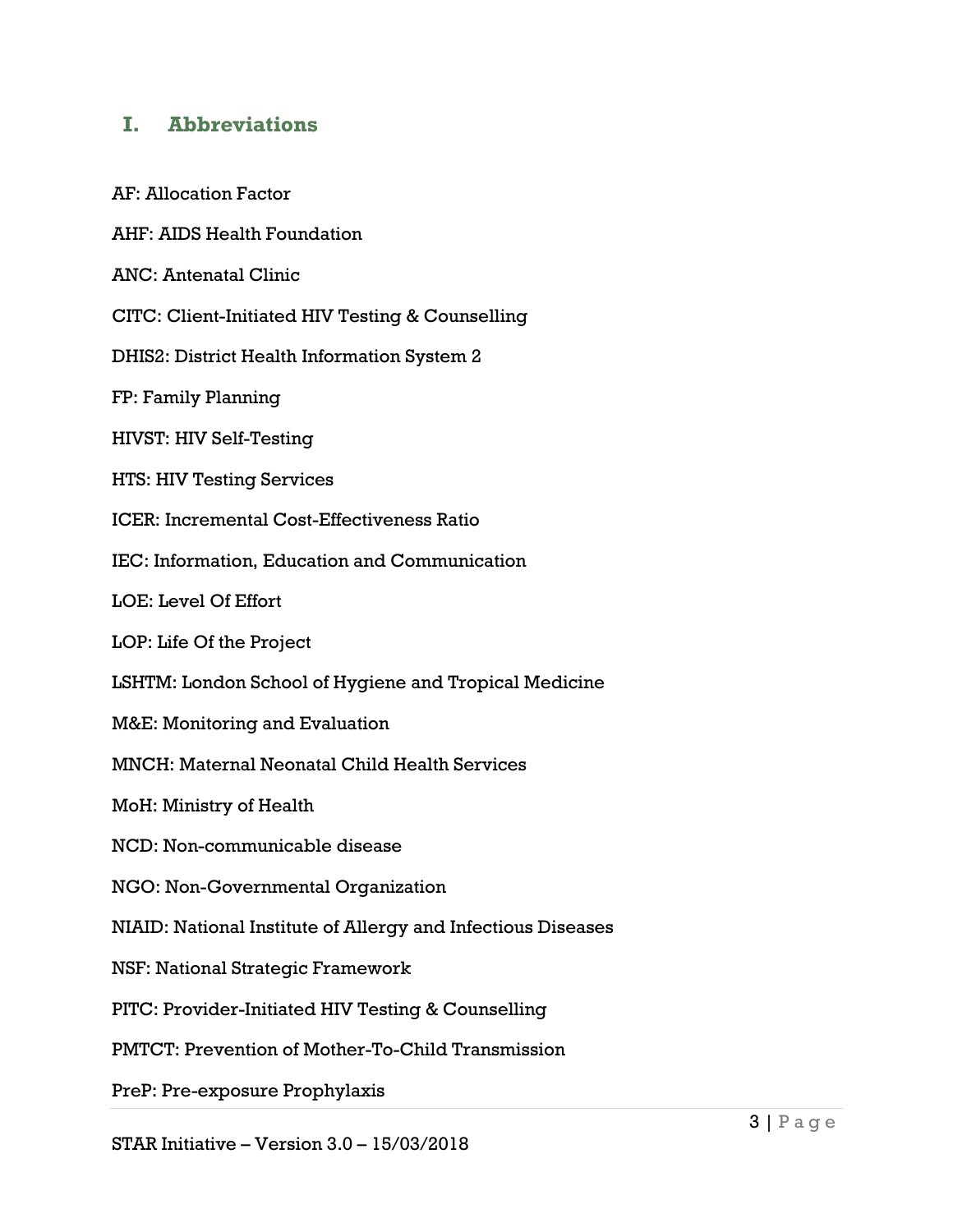# I. Abbreviations

AF: Allocation Factor

AHF: AIDS Health Foundation

ANC: Antenatal Clinic

CITC: Client-Initiated HIV Testing & Counselling

DHIS2: District Health Information System 2

FP: Family Planning

HIVST: HIV Self-Testing

HTS: HIV Testing Services

ICER: Incremental Cost-Effectiveness Ratio

IEC: Information, Education and Communication

LOE: Level Of Effort

LOP: Life Of the Project

LSHTM: London School of Hygiene and Tropical Medicine

M&E: Monitoring and Evaluation

MNCH: Maternal Neonatal Child Health Services

MoH: Ministry of Health

NCD: Non-communicable disease

NGO: Non-Governmental Organization

NIAID: National Institute of Allergy and Infectious Diseases

NSF: National Strategic Framework

PITC: Provider-Initiated HIV Testing & Counselling

PMTCT: Prevention of Mother-To-Child Transmission

PreP: Pre-exposure Prophylaxis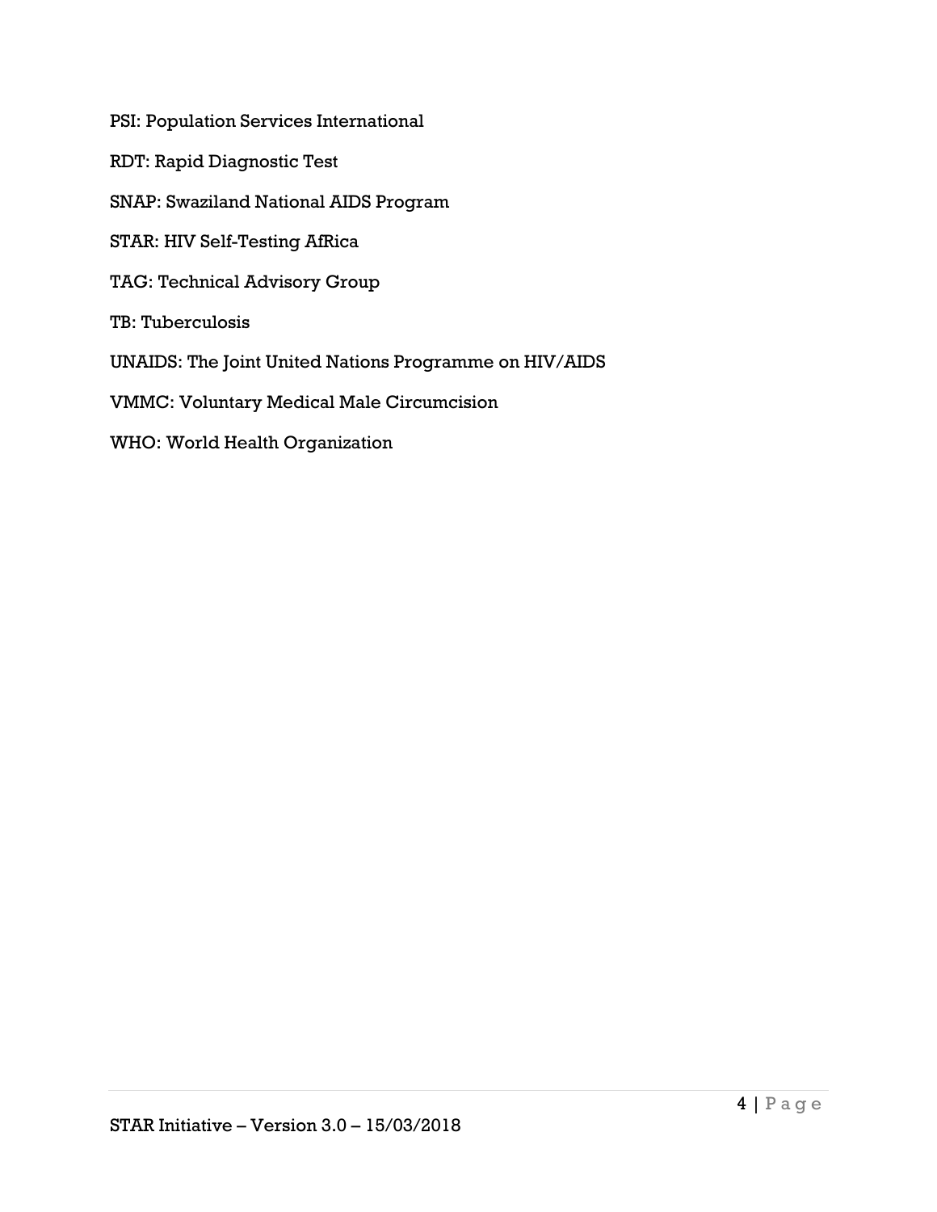PSI: Population Services International

RDT: Rapid Diagnostic Test

SNAP: Swaziland National AIDS Program

STAR: HIV Self-Testing AfRica

TAG: Technical Advisory Group

TB: Tuberculosis

UNAIDS: The Joint United Nations Programme on HIV/AIDS

VMMC: Voluntary Medical Male Circumcision

WHO: World Health Organization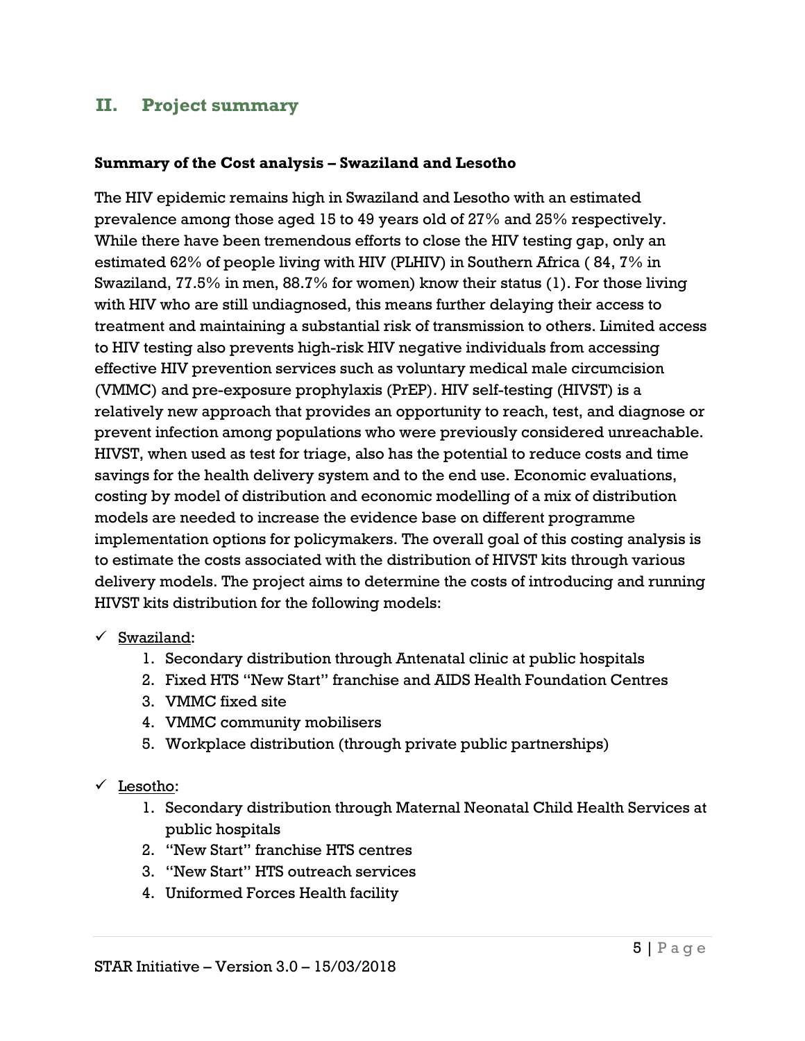## II. Project summary

**Summary of the Cost analysis – Swaziland and Lesotho**

The HIV epidemic remains high in Swaziland and Lesotho with an estimated prevalence among those aged 15 to 49 years old of 27% and 25% respectively. While there have been tremendous efforts to close the HIV testing gap, only an estimated 62% of people living with HIV (PLHIV) in Southern Africa ( 84, 7% in Swaziland, 77.5% in men, 88.7% for women) know their status (1). For those living with HIV who are still undiagnosed, this means further delaying their access to treatment and maintaining a substantial risk of transmission to others. Limited access to HIV testing also prevents high-risk HIV negative individuals from accessing effective HIV prevention services such as voluntary medical male circumcision (VMMC) and pre-exposure prophylaxis (PrEP). HIV self-testing (HIVST) is a relatively new approach that provides an opportunity to reach, test, and diagnose or prevent infection among populations who were previously considered unreachable. HIVST, when used as test for triage, also has the potential to reduce costs and time savings for the health delivery system and to the end use. Economic evaluations, costing by model of distribution and economic modelling of a mix of distribution models are needed to increase the evidence base on different programme implementation options for policymakers. The overall goal of this costing analysis is to estimate the costs associated with the distribution of HIVST kits through various delivery models. The project aims to determine the costs of introducing and running HIVST kits distribution for the following models:

- ✓ Swaziland:
  1. Secondary distribution through Antenatal clinic at public hospitals
  2. Fixed HTS "New Start" franchise and AIDS Health Foundation Centres
  3. VMMC fixed site
  4. VMMC community mobilisers
  5. Workplace distribution (through private public partnerships)

- ✓ Lesotho:
  1. Secondary distribution through Maternal Neonatal Child Health Services at public hospitals
  2. "New Start" franchise HTS centres
  3. "New Start" HTS outreach services
  4. Uniformed Forces Health facility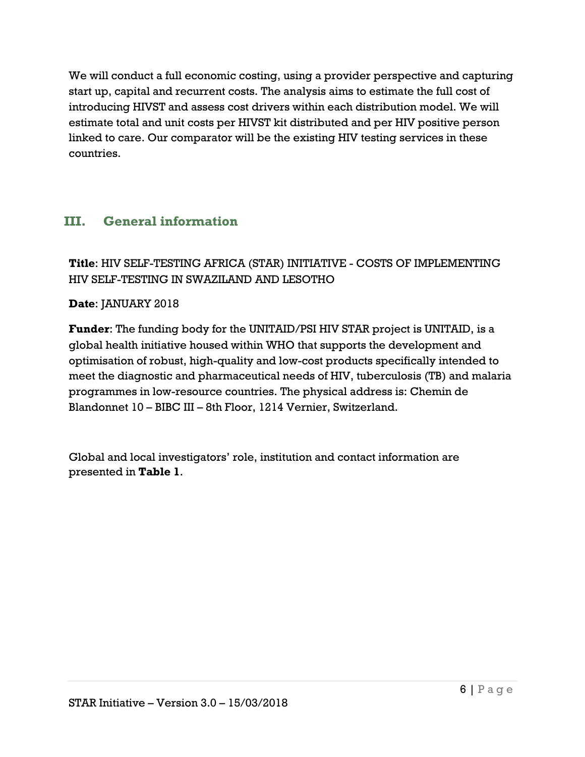We will conduct a full economic costing, using a provider perspective and capturing start up, capital and recurrent costs. The analysis aims to estimate the full cost of introducing HIVST and assess cost drivers within each distribution model. We will estimate total and unit costs per HIVST kit distributed and per HIV positive person linked to care. Our comparator will be the existing HIV testing services in these countries.

## III. General information

**Title**: HIV SELF-TESTING AFRICA (STAR) INITIATIVE - COSTS OF IMPLEMENTING HIV SELF-TESTING IN SWAZILAND AND LESOTHO

**Date**: JANUARY 2018

**Funder**: The funding body for the UNITAID/PSI HIV STAR project is UNITAID, is a global health initiative housed within WHO that supports the development and optimisation of robust, high-quality and low-cost products specifically intended to meet the diagnostic and pharmaceutical needs of HIV, tuberculosis (TB) and malaria programmes in low-resource countries. The physical address is: Chemin de Blandonnet 10 – BIBC III – 8th Floor, 1214 Vernier, Switzerland.

Global and local investigators' role, institution and contact information are presented in **Table 1**.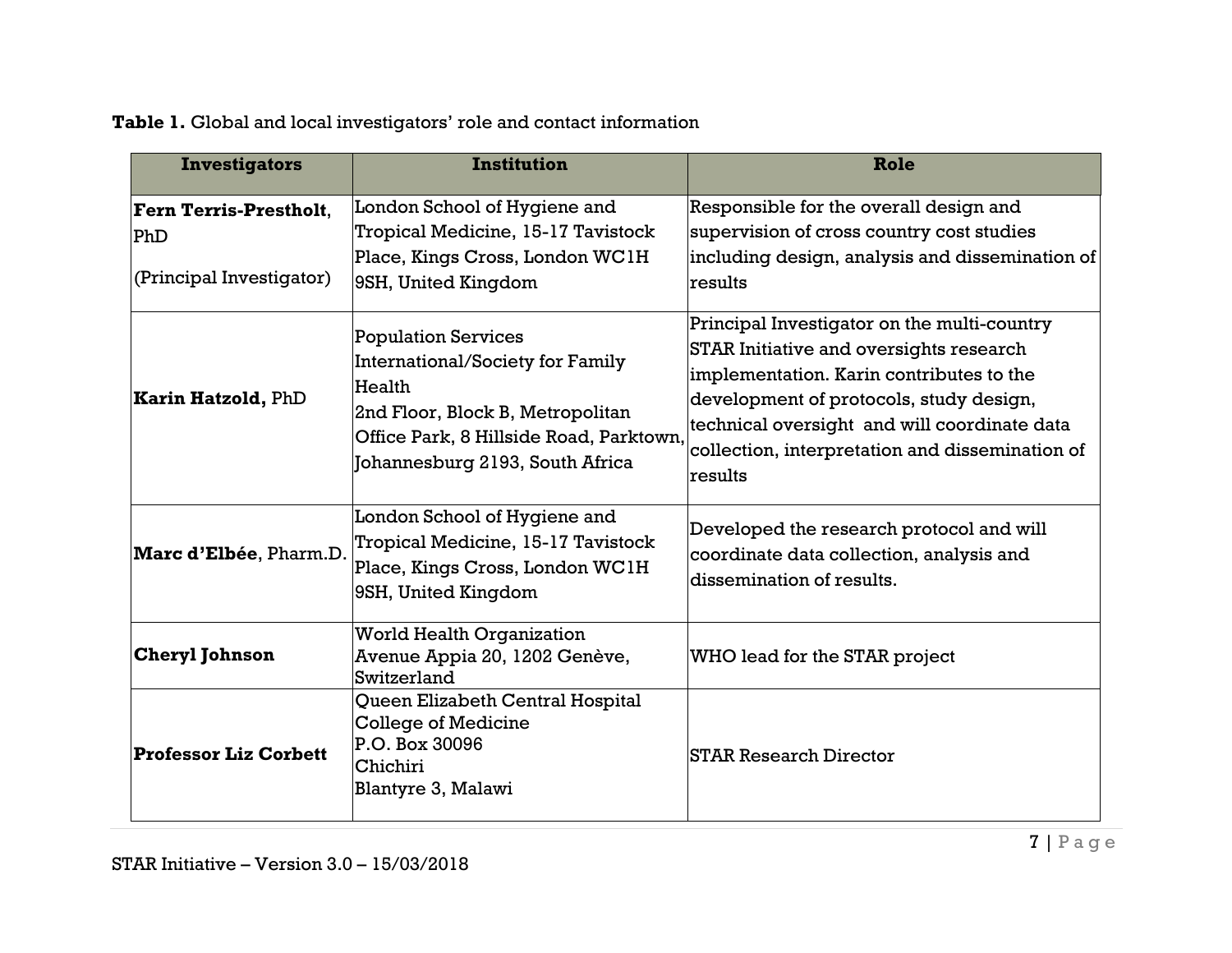**Table 1.** Global and local investigators' role and contact information

| Investigators | Institution | Role |
|---|---|---|
| **Fern Terris-Prestholt**, PhD (Principal Investigator) | London School of Hygiene and Tropical Medicine, 15-17 Tavistock Place, Kings Cross, London WC1H 9SH, United Kingdom | Responsible for the overall design and supervision of cross country cost studies including design, analysis and dissemination of results |
| **Karin Hatzold,** PhD | Population Services International/Society for Family Health 2nd Floor, Block B, Metropolitan Office Park, 8 Hillside Road, Parktown, Johannesburg 2193, South Africa | Principal Investigator on the multi-country STAR Initiative and oversights research implementation. Karin contributes to the development of protocols, study design, technical oversight and will coordinate data collection, interpretation and dissemination of results |
| **Marc d'Elbée**, Pharm.D. | London School of Hygiene and Tropical Medicine, 15-17 Tavistock Place, Kings Cross, London WC1H 9SH, United Kingdom | Developed the research protocol and will coordinate data collection, analysis and dissemination of results. |
| **Cheryl Johnson** | World Health Organization Avenue Appia 20, 1202 Genève, Switzerland | WHO lead for the STAR project |
| **Professor Liz Corbett** | Queen Elizabeth Central Hospital College of Medicine P.O. Box 30096 Chichiri Blantyre 3, Malawi | STAR Research Director |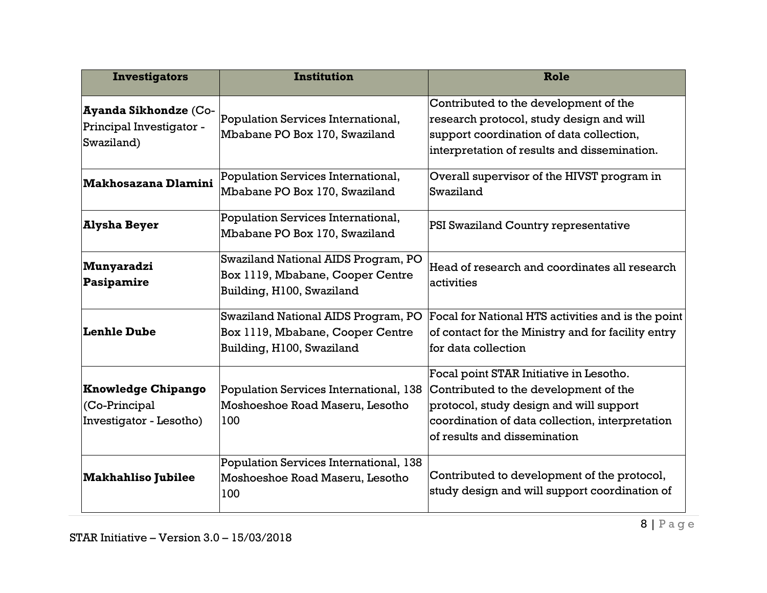| Investigators | Institution | Role |
|---|---|---|
| **Ayanda Sikhondze** (Co-Principal Investigator - Swaziland) | Population Services International, Mbabane PO Box 170, Swaziland | Contributed to the development of the research protocol, study design and will support coordination of data collection, interpretation of results and dissemination. |
| **Makhosazana Dlamini** | Population Services International, Mbabane PO Box 170, Swaziland | Overall supervisor of the HIVST program in Swaziland |
| **Alysha Beyer** | Population Services International, Mbabane PO Box 170, Swaziland | PSI Swaziland Country representative |
| **Munyaradzi Pasipamire** | Swaziland National AIDS Program, PO Box 1119, Mbabane, Cooper Centre Building, H100, Swaziland | Head of research and coordinates all research activities |
| **Lenhle Dube** | Swaziland National AIDS Program, PO Box 1119, Mbabane, Cooper Centre Building, H100, Swaziland | Focal for National HTS activities and is the point of contact for the Ministry and for facility entry for data collection |
| **Knowledge Chipango** (Co-Principal Investigator - Lesotho) | Population Services International, 138 Moshoeshoe Road Maseru, Lesotho 100 | Focal point STAR Initiative in Lesotho. Contributed to the development of the protocol, study design and will support coordination of data collection, interpretation of results and dissemination |
| **Makhahliso Jubilee** | Population Services International, 138 Moshoeshoe Road Maseru, Lesotho 100 | Contributed to development of the protocol, study design and will support coordination of |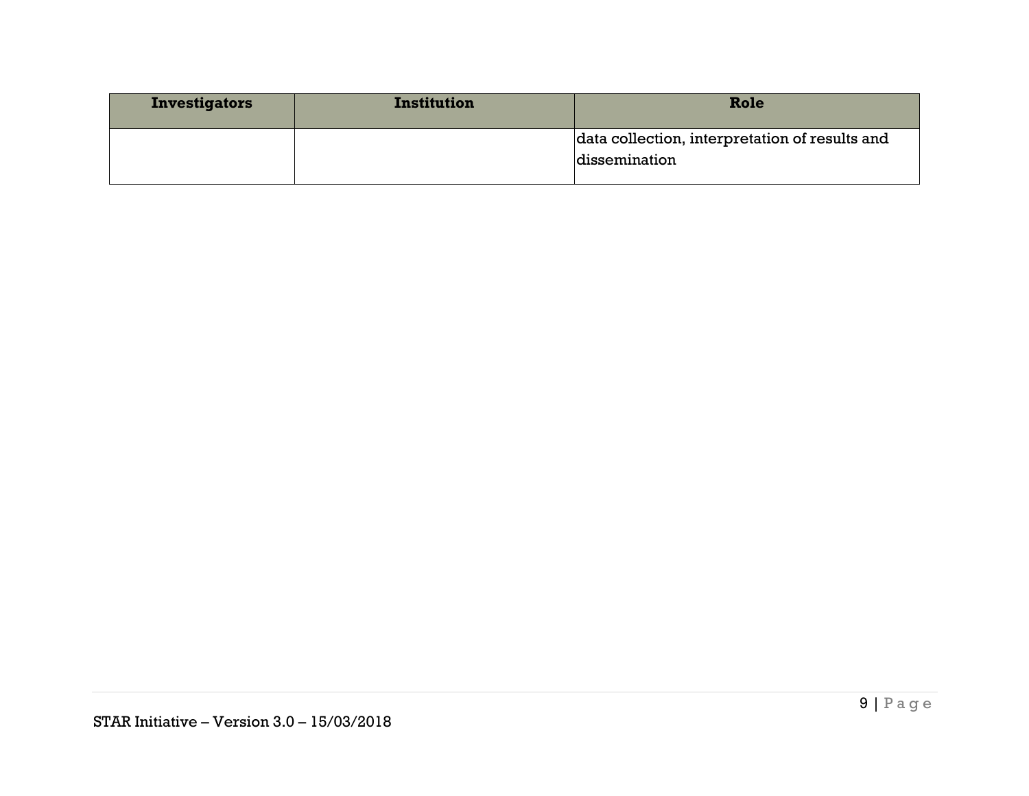| Investigators | Institution | Role |
| --- | --- | --- |
| | | data collection, interpretation of results and dissemination |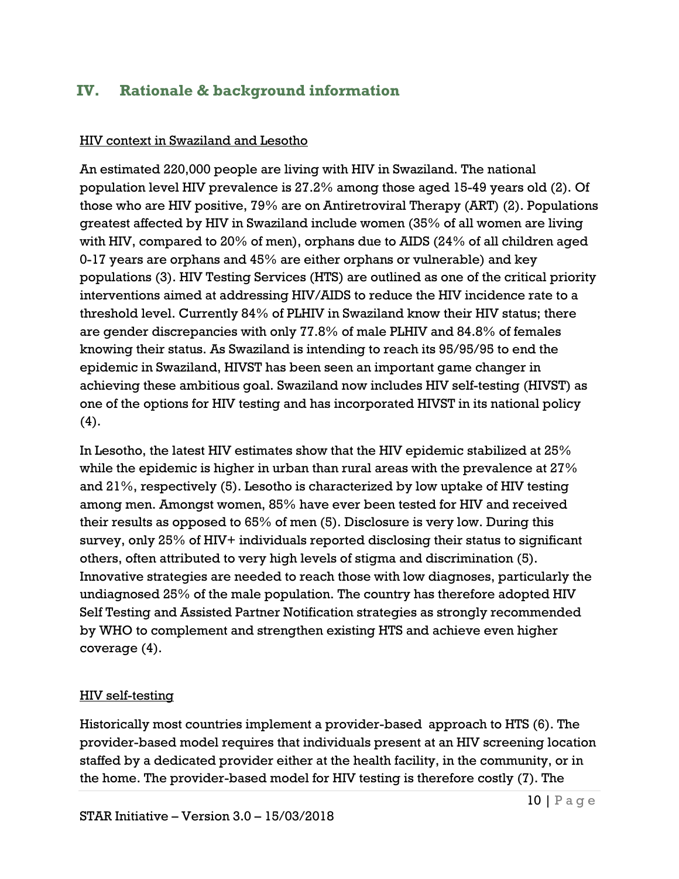## IV. Rationale & background information

HIV context in Swaziland and Lesotho

An estimated 220,000 people are living with HIV in Swaziland. The national population level HIV prevalence is 27.2% among those aged 15-49 years old (2). Of those who are HIV positive, 79% are on Antiretroviral Therapy (ART) (2). Populations greatest affected by HIV in Swaziland include women (35% of all women are living with HIV, compared to 20% of men), orphans due to AIDS (24% of all children aged 0-17 years are orphans and 45% are either orphans or vulnerable) and key populations (3). HIV Testing Services (HTS) are outlined as one of the critical priority interventions aimed at addressing HIV/AIDS to reduce the HIV incidence rate to a threshold level. Currently 84% of PLHIV in Swaziland know their HIV status; there are gender discrepancies with only 77.8% of male PLHIV and 84.8% of females knowing their status. As Swaziland is intending to reach its 95/95/95 to end the epidemic in Swaziland, HIVST has been seen an important game changer in achieving these ambitious goal. Swaziland now includes HIV self-testing (HIVST) as one of the options for HIV testing and has incorporated HIVST in its national policy (4).

In Lesotho, the latest HIV estimates show that the HIV epidemic stabilized at 25% while the epidemic is higher in urban than rural areas with the prevalence at 27% and 21%, respectively (5). Lesotho is characterized by low uptake of HIV testing among men. Amongst women, 85% have ever been tested for HIV and received their results as opposed to 65% of men (5). Disclosure is very low. During this survey, only 25% of HIV+ individuals reported disclosing their status to significant others, often attributed to very high levels of stigma and discrimination (5). Innovative strategies are needed to reach those with low diagnoses, particularly the undiagnosed 25% of the male population. The country has therefore adopted HIV Self Testing and Assisted Partner Notification strategies as strongly recommended by WHO to complement and strengthen existing HTS and achieve even higher coverage (4).

HIV self-testing

Historically most countries implement a provider-based approach to HTS (6). The provider-based model requires that individuals present at an HIV screening location staffed by a dedicated provider either at the health facility, in the community, or in the home. The provider-based model for HIV testing is therefore costly (7). The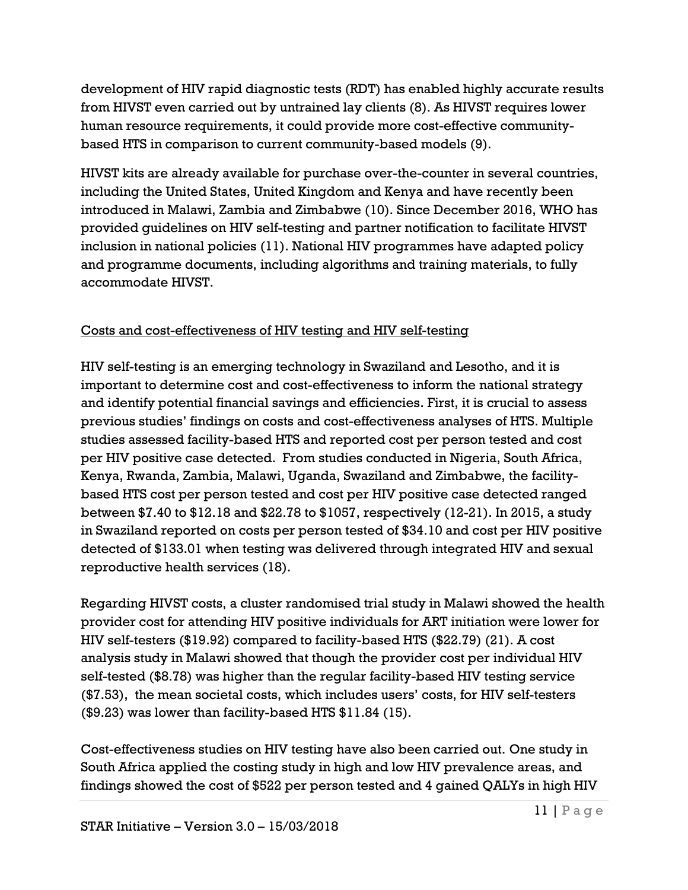development of HIV rapid diagnostic tests (RDT) has enabled highly accurate results from HIVST even carried out by untrained lay clients (8). As HIVST requires lower human resource requirements, it could provide more cost-effective community-based HTS in comparison to current community-based models (9).

HIVST kits are already available for purchase over-the-counter in several countries, including the United States, United Kingdom and Kenya and have recently been introduced in Malawi, Zambia and Zimbabwe (10). Since December 2016, WHO has provided guidelines on HIV self-testing and partner notification to facilitate HIVST inclusion in national policies (11). National HIV programmes have adapted policy and programme documents, including algorithms and training materials, to fully accommodate HIVST.

<u>Costs and cost-effectiveness of HIV testing and HIV self-testing</u>

HIV self-testing is an emerging technology in Swaziland and Lesotho, and it is important to determine cost and cost-effectiveness to inform the national strategy and identify potential financial savings and efficiencies. First, it is crucial to assess previous studies' findings on costs and cost-effectiveness analyses of HTS. Multiple studies assessed facility-based HTS and reported cost per person tested and cost per HIV positive case detected. From studies conducted in Nigeria, South Africa, Kenya, Rwanda, Zambia, Malawi, Uganda, Swaziland and Zimbabwe, the facility-based HTS cost per person tested and cost per HIV positive case detected ranged between $7.40 to $12.18 and $22.78 to $1057, respectively (12-21). In 2015, a study in Swaziland reported on costs per person tested of $34.10 and cost per HIV positive detected of $133.01 when testing was delivered through integrated HIV and sexual reproductive health services (18).

Regarding HIVST costs, a cluster randomised trial study in Malawi showed the health provider cost for attending HIV positive individuals for ART initiation were lower for HIV self-testers ($19.92) compared to facility-based HTS ($22.79) (21). A cost analysis study in Malawi showed that though the provider cost per individual HIV self-tested ($8.78) was higher than the regular facility-based HIV testing service ($7.53), the mean societal costs, which includes users' costs, for HIV self-testers ($9.23) was lower than facility-based HTS $11.84 (15).

Cost-effectiveness studies on HIV testing have also been carried out. One study in South Africa applied the costing study in high and low HIV prevalence areas, and findings showed the cost of $522 per person tested and 4 gained QALYs in high HIV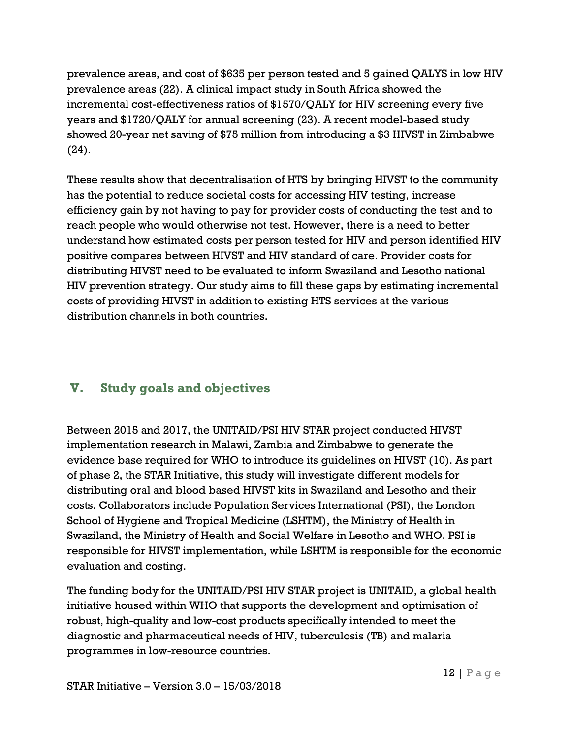prevalence areas, and cost of $635 per person tested and 5 gained QALYS in low HIV prevalence areas (22). A clinical impact study in South Africa showed the incremental cost-effectiveness ratios of $1570/QALY for HIV screening every five years and $1720/QALY for annual screening (23). A recent model-based study showed 20-year net saving of $75 million from introducing a $3 HIVST in Zimbabwe (24).

These results show that decentralisation of HTS by bringing HIVST to the community has the potential to reduce societal costs for accessing HIV testing, increase efficiency gain by not having to pay for provider costs of conducting the test and to reach people who would otherwise not test. However, there is a need to better understand how estimated costs per person tested for HIV and person identified HIV positive compares between HIVST and HIV standard of care. Provider costs for distributing HIVST need to be evaluated to inform Swaziland and Lesotho national HIV prevention strategy. Our study aims to fill these gaps by estimating incremental costs of providing HIVST in addition to existing HTS services at the various distribution channels in both countries.

## V. Study goals and objectives

Between 2015 and 2017, the UNITAID/PSI HIV STAR project conducted HIVST implementation research in Malawi, Zambia and Zimbabwe to generate the evidence base required for WHO to introduce its guidelines on HIVST (10). As part of phase 2, the STAR Initiative, this study will investigate different models for distributing oral and blood based HIVST kits in Swaziland and Lesotho and their costs. Collaborators include Population Services International (PSI), the London School of Hygiene and Tropical Medicine (LSHTM), the Ministry of Health in Swaziland, the Ministry of Health and Social Welfare in Lesotho and WHO. PSI is responsible for HIVST implementation, while LSHTM is responsible for the economic evaluation and costing.

The funding body for the UNITAID/PSI HIV STAR project is UNITAID, a global health initiative housed within WHO that supports the development and optimisation of robust, high-quality and low-cost products specifically intended to meet the diagnostic and pharmaceutical needs of HIV, tuberculosis (TB) and malaria programmes in low-resource countries.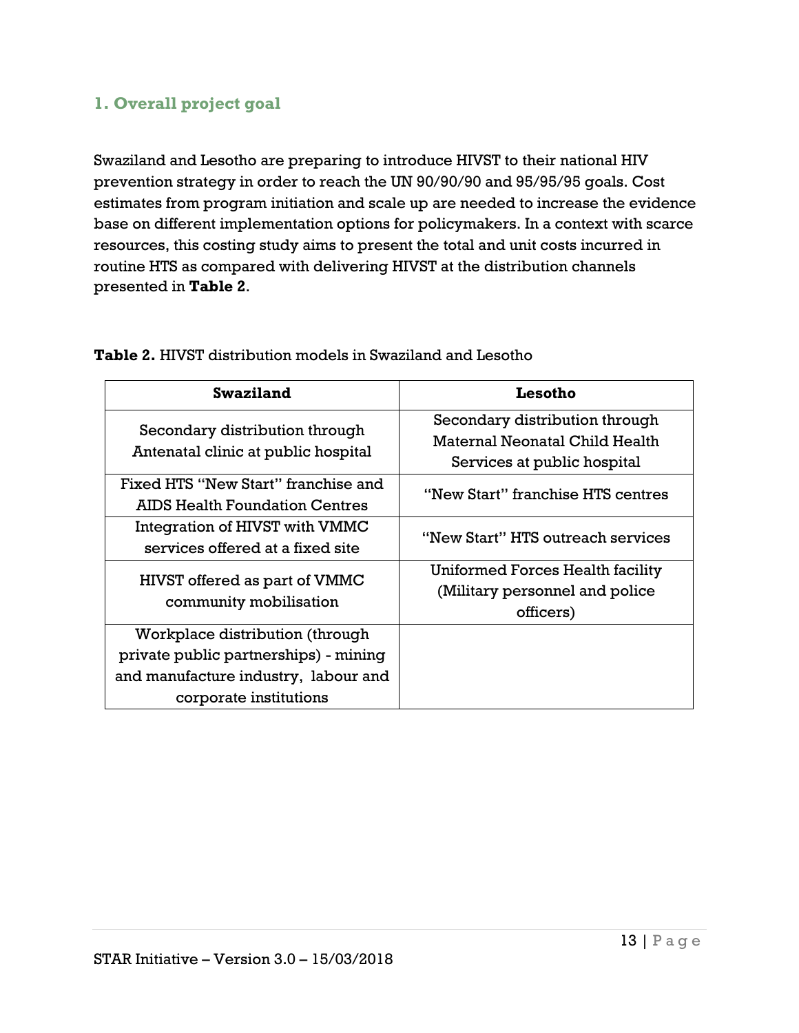## 1. Overall project goal

Swaziland and Lesotho are preparing to introduce HIVST to their national HIV prevention strategy in order to reach the UN 90/90/90 and 95/95/95 goals. Cost estimates from program initiation and scale up are needed to increase the evidence base on different implementation options for policymakers. In a context with scarce resources, this costing study aims to present the total and unit costs incurred in routine HTS as compared with delivering HIVST at the distribution channels presented in **Table 2**.

**Table 2.** HIVST distribution models in Swaziland and Lesotho

| Swaziland | Lesotho |
|---|---|
| Secondary distribution through Antenatal clinic at public hospital | Secondary distribution through Maternal Neonatal Child Health Services at public hospital |
| Fixed HTS "New Start" franchise and AIDS Health Foundation Centres | "New Start" franchise HTS centres |
| Integration of HIVST with VMMC services offered at a fixed site | "New Start" HTS outreach services |
| HIVST offered as part of VMMC community mobilisation | Uniformed Forces Health facility (Military personnel and police officers) |
| Workplace distribution (through private public partnerships) - mining and manufacture industry, labour and corporate institutions | |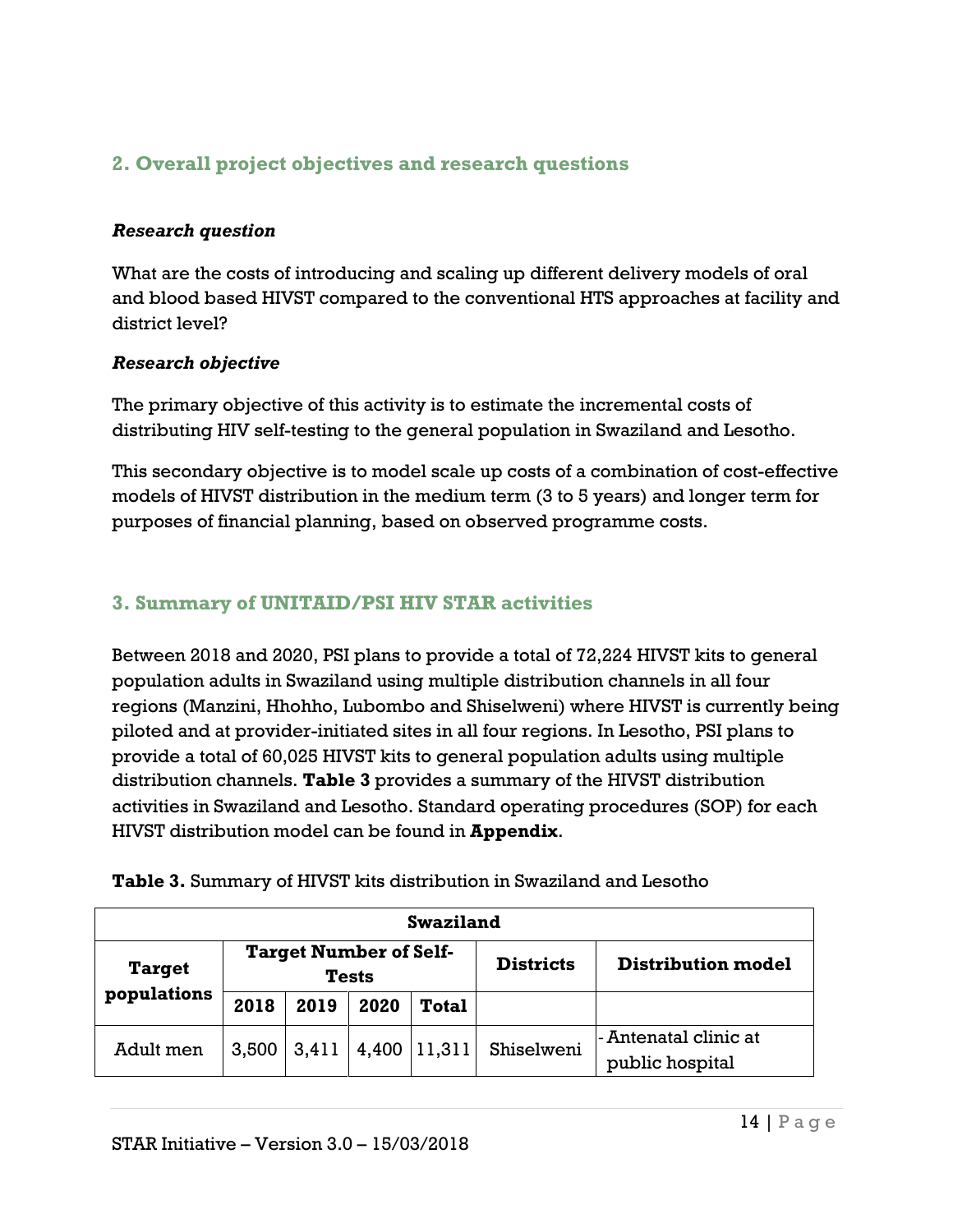## 2. Overall project objectives and research questions

***Research question***

What are the costs of introducing and scaling up different delivery models of oral and blood based HIVST compared to the conventional HTS approaches at facility and district level?

***Research objective***

The primary objective of this activity is to estimate the incremental costs of distributing HIV self-testing to the general population in Swaziland and Lesotho.

This secondary objective is to model scale up costs of a combination of cost-effective models of HIVST distribution in the medium term (3 to 5 years) and longer term for purposes of financial planning, based on observed programme costs.

## 3. Summary of UNITAID/PSI HIV STAR activities

Between 2018 and 2020, PSI plans to provide a total of 72,224 HIVST kits to general population adults in Swaziland using multiple distribution channels in all four regions (Manzini, Hhohho, Lubombo and Shiselweni) where HIVST is currently being piloted and at provider-initiated sites in all four regions. In Lesotho, PSI plans to provide a total of 60,025 HIVST kits to general population adults using multiple distribution channels. **Table 3** provides a summary of the HIVST distribution activities in Swaziland and Lesotho. Standard operating procedures (SOP) for each HIVST distribution model can be found in **Appendix**.

**Table 3.** Summary of HIVST kits distribution in Swaziland and Lesotho

| **Swaziland** | | | | | | |
|---|---|---|---|---|---|---|
| **Target populations** | **Target Number of Self-Tests** | | | | **Districts** | **Distribution model** |
| | **2018** | **2019** | **2020** | **Total** | | |
| Adult men | 3,500 | 3,411 | 4,400 | 11,311 | Shiselweni | - Antenatal clinic at public hospital |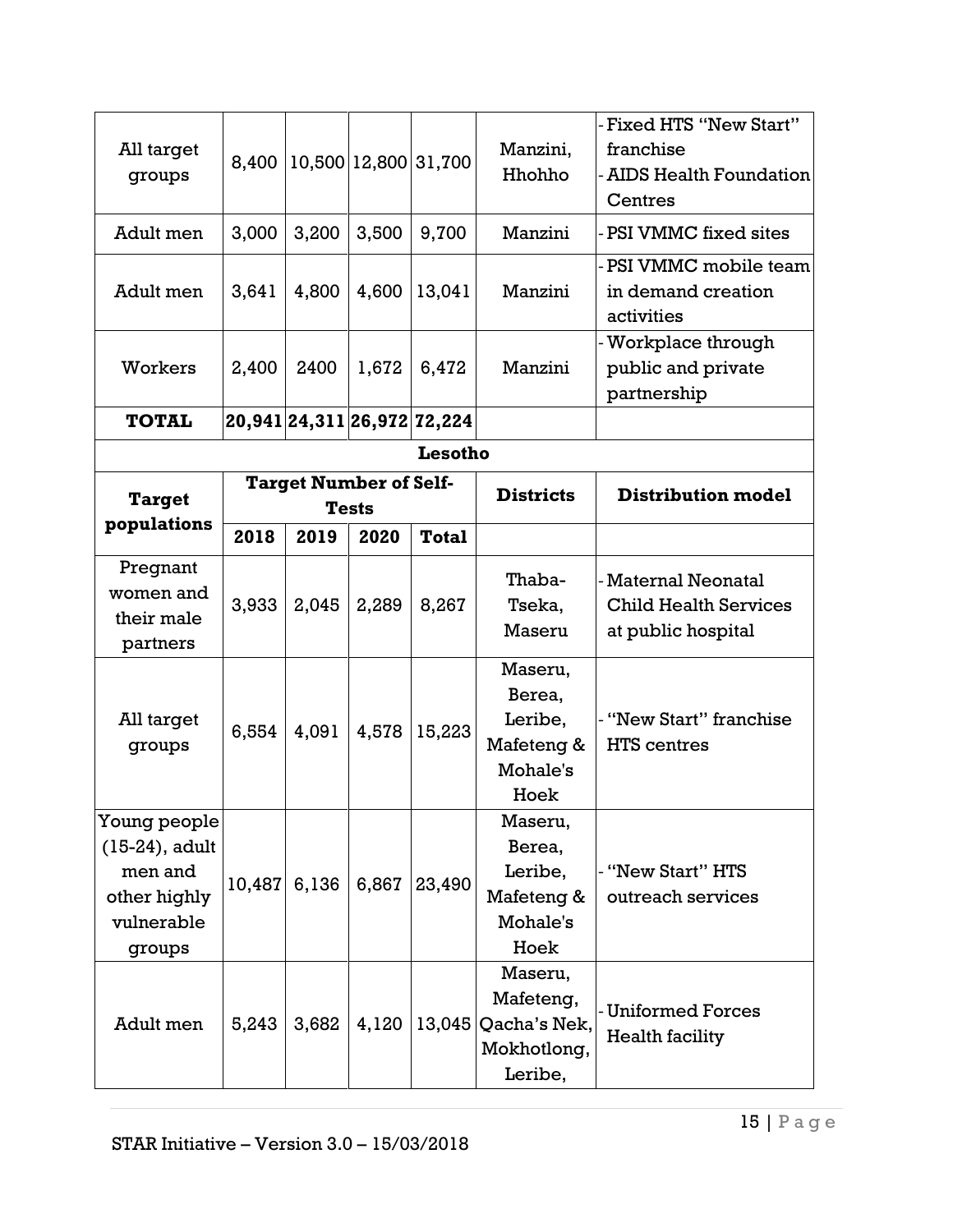| | | | | | | |
|---|---|---|---|---|---|---|
| All target groups | 8,400 | 10,500 | 12,800 | 31,700 | Manzini, Hhohho | - Fixed HTS "New Start" franchise<br>- AIDS Health Foundation Centres |
| Adult men | 3,000 | 3,200 | 3,500 | 9,700 | Manzini | - PSI VMMC fixed sites |
| Adult men | 3,641 | 4,800 | 4,600 | 13,041 | Manzini | - PSI VMMC mobile team in demand creation activities |
| Workers | 2,400 | 2400 | 1,672 | 6,472 | Manzini | - Workplace through public and private partnership |
| **TOTAL** | **20,941** | **24,311** | **26,972** | **72,224** | | |

**Lesotho**

| Target populations | Target Number of Self-Tests | | | | Districts | Distribution model |
|---|---|---|---|---|---|---|
| | 2018 | 2019 | 2020 | Total | | |
| Pregnant women and their male partners | 3,933 | 2,045 | 2,289 | 8,267 | Thaba-Tseka, Maseru | - Maternal Neonatal Child Health Services at public hospital |
| All target groups | 6,554 | 4,091 | 4,578 | 15,223 | Maseru, Berea, Leribe, Mafeteng & Mohale's Hoek | - "New Start" franchise HTS centres |
| Young people (15-24), adult men and other highly vulnerable groups | 10,487 | 6,136 | 6,867 | 23,490 | Maseru, Berea, Leribe, Mafeteng & Mohale's Hoek | - "New Start" HTS outreach services |
| Adult men | 5,243 | 3,682 | 4,120 | 13,045 | Maseru, Mafeteng, Qacha's Nek, Mokhotlong, Leribe, | - Uniformed Forces Health facility |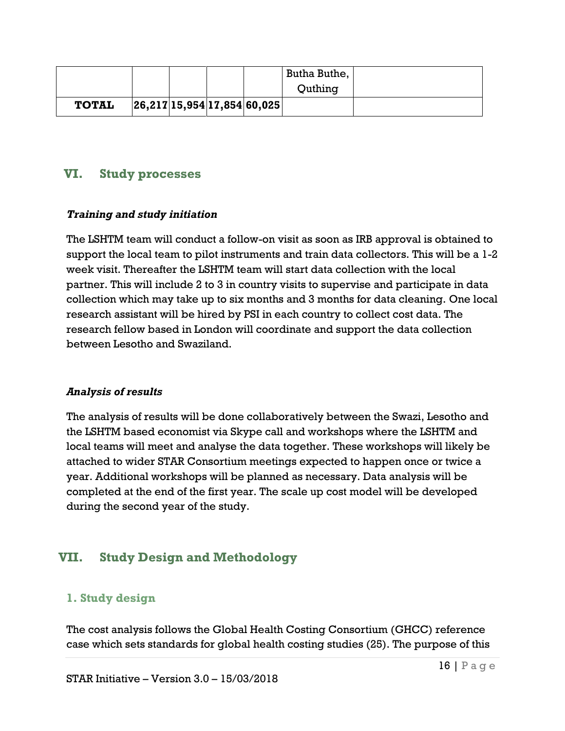|  |  |  |  |  | Butha Buthe, Quthing |  |
|---|---|---|---|---|---|---|
| **TOTAL** | **26,217** | **15,954** | **17,854** | **60,025** |  |  |

## VI. Study processes

***Training and study initiation***

The LSHTM team will conduct a follow-on visit as soon as IRB approval is obtained to support the local team to pilot instruments and train data collectors. This will be a 1-2 week visit. Thereafter the LSHTM team will start data collection with the local partner. This will include 2 to 3 in country visits to supervise and participate in data collection which may take up to six months and 3 months for data cleaning. One local research assistant will be hired by PSI in each country to collect cost data. The research fellow based in London will coordinate and support the data collection between Lesotho and Swaziland.

***Analysis of results***

The analysis of results will be done collaboratively between the Swazi, Lesotho and the LSHTM based economist via Skype call and workshops where the LSHTM and local teams will meet and analyse the data together. These workshops will likely be attached to wider STAR Consortium meetings expected to happen once or twice a year. Additional workshops will be planned as necessary. Data analysis will be completed at the end of the first year. The scale up cost model will be developed during the second year of the study.

## VII. Study Design and Methodology

### 1. Study design

The cost analysis follows the Global Health Costing Consortium (GHCC) reference case which sets standards for global health costing studies (25). The purpose of this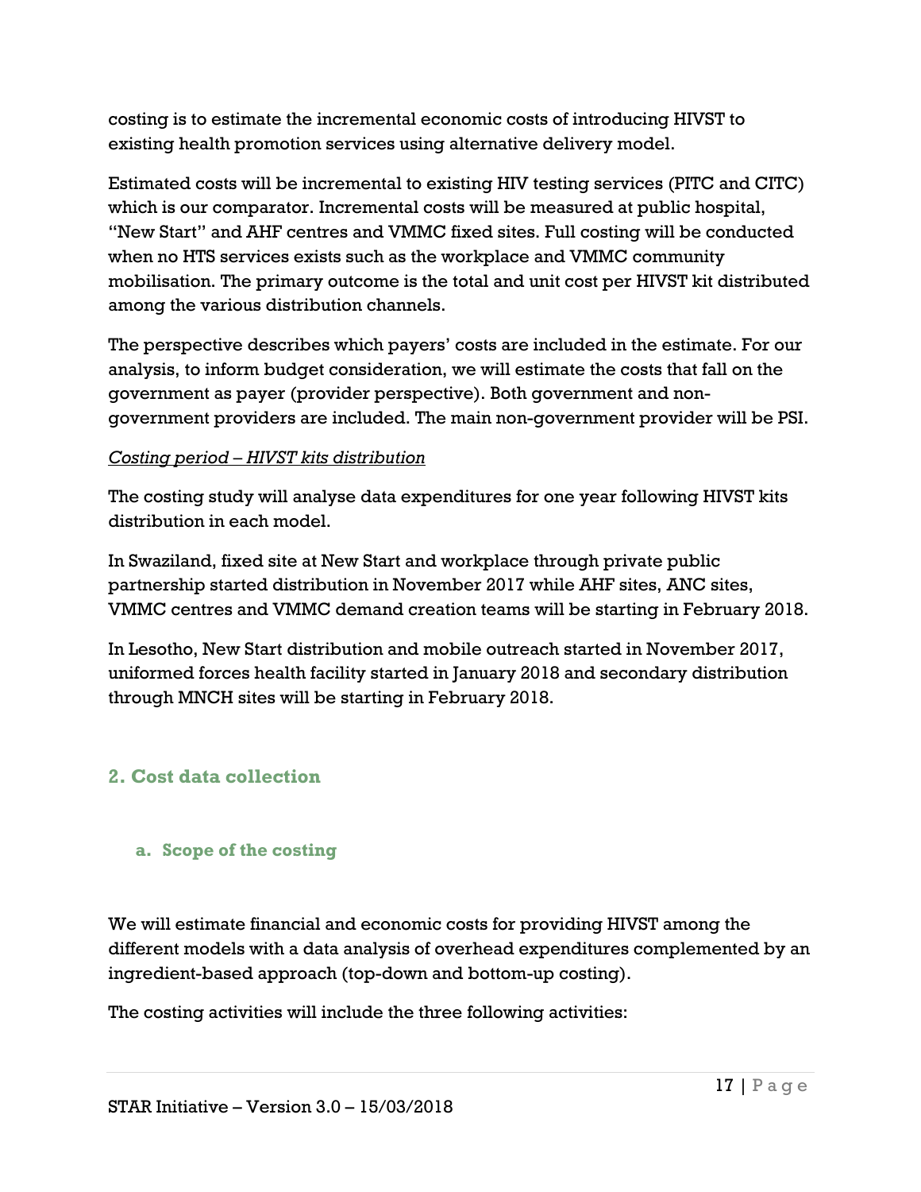costing is to estimate the incremental economic costs of introducing HIVST to existing health promotion services using alternative delivery model.

Estimated costs will be incremental to existing HIV testing services (PITC and CITC) which is our comparator. Incremental costs will be measured at public hospital, "New Start" and AHF centres and VMMC fixed sites. Full costing will be conducted when no HTS services exists such as the workplace and VMMC community mobilisation. The primary outcome is the total and unit cost per HIVST kit distributed among the various distribution channels.

The perspective describes which payers' costs are included in the estimate. For our analysis, to inform budget consideration, we will estimate the costs that fall on the government as payer (provider perspective). Both government and non-government providers are included. The main non-government provider will be PSI.

*<u>Costing period – HIVST kits distribution</u>*

The costing study will analyse data expenditures for one year following HIVST kits distribution in each model.

In Swaziland, fixed site at New Start and workplace through private public partnership started distribution in November 2017 while AHF sites, ANC sites, VMMC centres and VMMC demand creation teams will be starting in February 2018.

In Lesotho, New Start distribution and mobile outreach started in November 2017, uniformed forces health facility started in January 2018 and secondary distribution through MNCH sites will be starting in February 2018.

## 2. Cost data collection

### a. Scope of the costing

We will estimate financial and economic costs for providing HIVST among the different models with a data analysis of overhead expenditures complemented by an ingredient-based approach (top-down and bottom-up costing).

The costing activities will include the three following activities: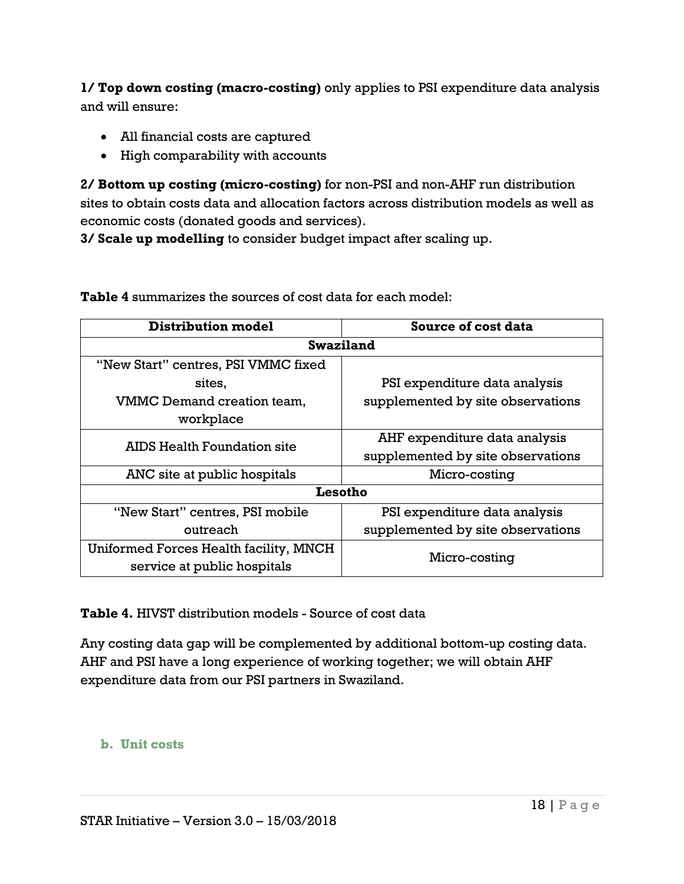**1/ Top down costing (macro-costing)** only applies to PSI expenditure data analysis and will ensure:

- All financial costs are captured
- High comparability with accounts

**2/ Bottom up costing (micro-costing)** for non-PSI and non-AHF run distribution sites to obtain costs data and allocation factors across distribution models as well as economic costs (donated goods and services).
**3/ Scale up modelling** to consider budget impact after scaling up.

**Table 4** summarizes the sources of cost data for each model:

| Distribution model | Source of cost data |
|---|---|
| **Swaziland** | |
| "New Start" centres, PSI VMMC fixed sites, VMMC Demand creation team, workplace | PSI expenditure data analysis supplemented by site observations |
| AIDS Health Foundation site | AHF expenditure data analysis supplemented by site observations |
| ANC site at public hospitals | Micro-costing |
| **Lesotho** | |
| "New Start" centres, PSI mobile outreach | PSI expenditure data analysis supplemented by site observations |
| Uniformed Forces Health facility, MNCH service at public hospitals | Micro-costing |

**Table 4.** HIVST distribution models - Source of cost data

Any costing data gap will be complemented by additional bottom-up costing data. AHF and PSI have a long experience of working together; we will obtain AHF expenditure data from our PSI partners in Swaziland.

### b. Unit costs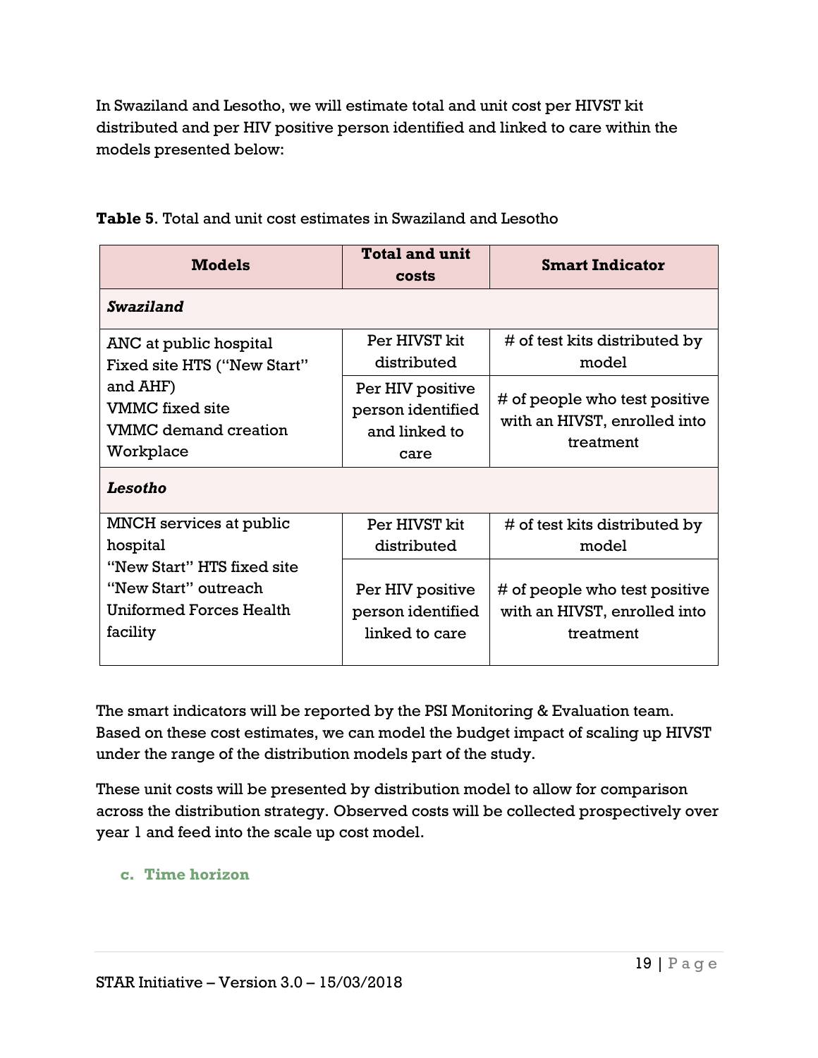In Swaziland and Lesotho, we will estimate total and unit cost per HIVST kit distributed and per HIV positive person identified and linked to care within the models presented below:

**Table 5**. Total and unit cost estimates in Swaziland and Lesotho

| Models | Total and unit costs | Smart Indicator |
|---|---|---|
| ***Swaziland*** | | |
| ANC at public hospital<br>Fixed site HTS ("New Start" and AHF)<br>VMMC fixed site<br>VMMC demand creation<br>Workplace | Per HIVST kit distributed | # of test kits distributed by model |
| | Per HIV positive person identified and linked to care | # of people who test positive with an HIVST, enrolled into treatment |
| ***Lesotho*** | | |
| MNCH services at public hospital<br>"New Start" HTS fixed site<br>"New Start" outreach<br>Uniformed Forces Health facility | Per HIVST kit distributed | # of test kits distributed by model |
| | Per HIV positive person identified linked to care | # of people who test positive with an HIVST, enrolled into treatment |

The smart indicators will be reported by the PSI Monitoring & Evaluation team. Based on these cost estimates, we can model the budget impact of scaling up HIVST under the range of the distribution models part of the study.

These unit costs will be presented by distribution model to allow for comparison across the distribution strategy. Observed costs will be collected prospectively over year 1 and feed into the scale up cost model.

### c. Time horizon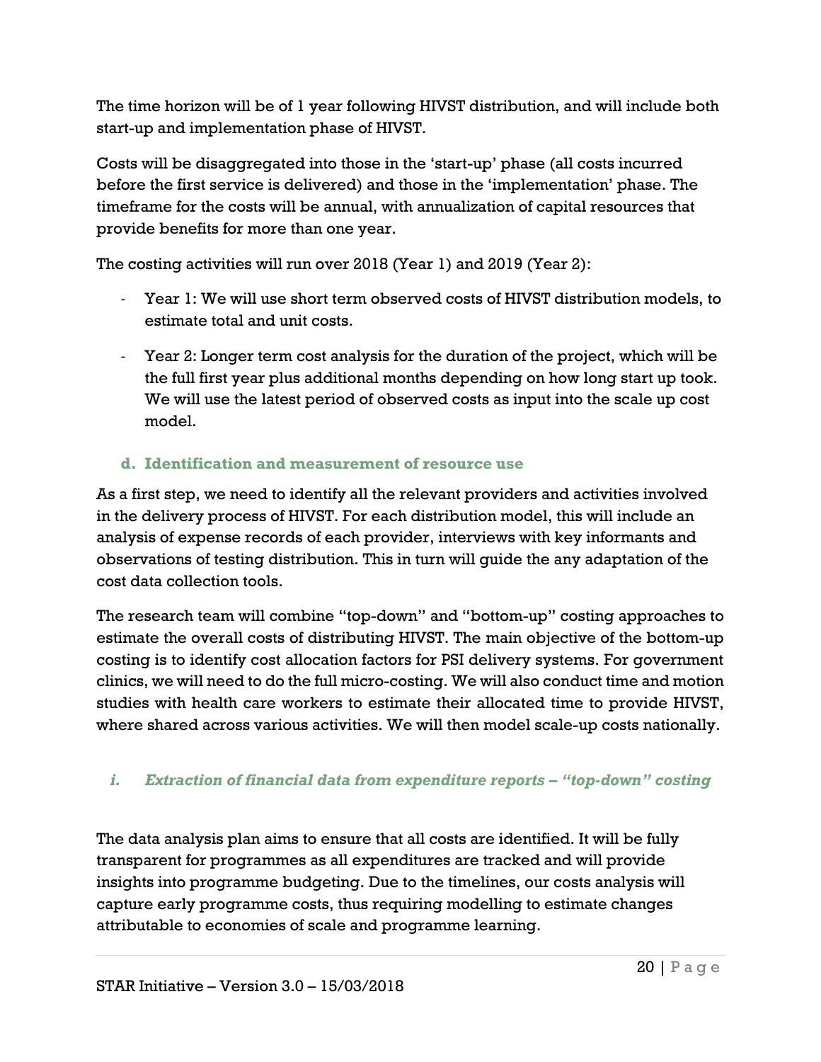The time horizon will be of 1 year following HIVST distribution, and will include both start-up and implementation phase of HIVST.

Costs will be disaggregated into those in the 'start-up' phase (all costs incurred before the first service is delivered) and those in the 'implementation' phase. The timeframe for the costs will be annual, with annualization of capital resources that provide benefits for more than one year.

The costing activities will run over 2018 (Year 1) and 2019 (Year 2):

- Year 1: We will use short term observed costs of HIVST distribution models, to estimate total and unit costs.
- Year 2: Longer term cost analysis for the duration of the project, which will be the full first year plus additional months depending on how long start up took. We will use the latest period of observed costs as input into the scale up cost model.

### d. Identification and measurement of resource use

As a first step, we need to identify all the relevant providers and activities involved in the delivery process of HIVST. For each distribution model, this will include an analysis of expense records of each provider, interviews with key informants and observations of testing distribution. This in turn will guide the any adaptation of the cost data collection tools.

The research team will combine "top-down" and "bottom-up" costing approaches to estimate the overall costs of distributing HIVST. The main objective of the bottom-up costing is to identify cost allocation factors for PSI delivery systems. For government clinics, we will need to do the full micro-costing. We will also conduct time and motion studies with health care workers to estimate their allocated time to provide HIVST, where shared across various activities. We will then model scale-up costs nationally.

#### *i. Extraction of financial data from expenditure reports – "top-down" costing*

The data analysis plan aims to ensure that all costs are identified. It will be fully transparent for programmes as all expenditures are tracked and will provide insights into programme budgeting. Due to the timelines, our costs analysis will capture early programme costs, thus requiring modelling to estimate changes attributable to economies of scale and programme learning.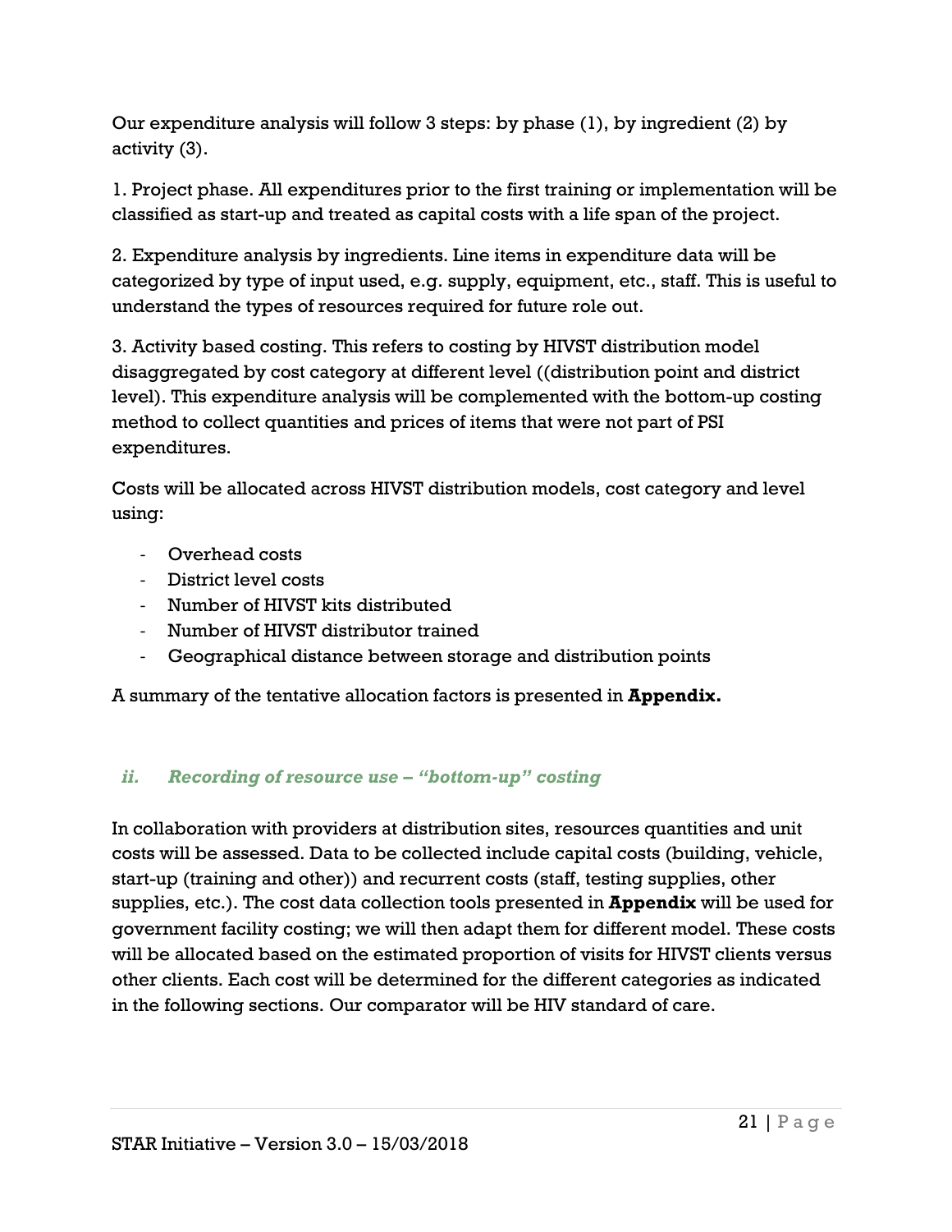Our expenditure analysis will follow 3 steps: by phase (1), by ingredient (2) by activity (3).

1. Project phase. All expenditures prior to the first training or implementation will be classified as start-up and treated as capital costs with a life span of the project.

2. Expenditure analysis by ingredients. Line items in expenditure data will be categorized by type of input used, e.g. supply, equipment, etc., staff. This is useful to understand the types of resources required for future role out.

3. Activity based costing. This refers to costing by HIVST distribution model disaggregated by cost category at different level ((distribution point and district level). This expenditure analysis will be complemented with the bottom-up costing method to collect quantities and prices of items that were not part of PSI expenditures.

Costs will be allocated across HIVST distribution models, cost category and level using:

- Overhead costs
- District level costs
- Number of HIVST kits distributed
- Number of HIVST distributor trained
- Geographical distance between storage and distribution points

A summary of the tentative allocation factors is presented in **Appendix.**

### *ii. Recording of resource use – "bottom-up" costing*

In collaboration with providers at distribution sites, resources quantities and unit costs will be assessed. Data to be collected include capital costs (building, vehicle, start-up (training and other)) and recurrent costs (staff, testing supplies, other supplies, etc.). The cost data collection tools presented in **Appendix** will be used for government facility costing; we will then adapt them for different model. These costs will be allocated based on the estimated proportion of visits for HIVST clients versus other clients. Each cost will be determined for the different categories as indicated in the following sections. Our comparator will be HIV standard of care.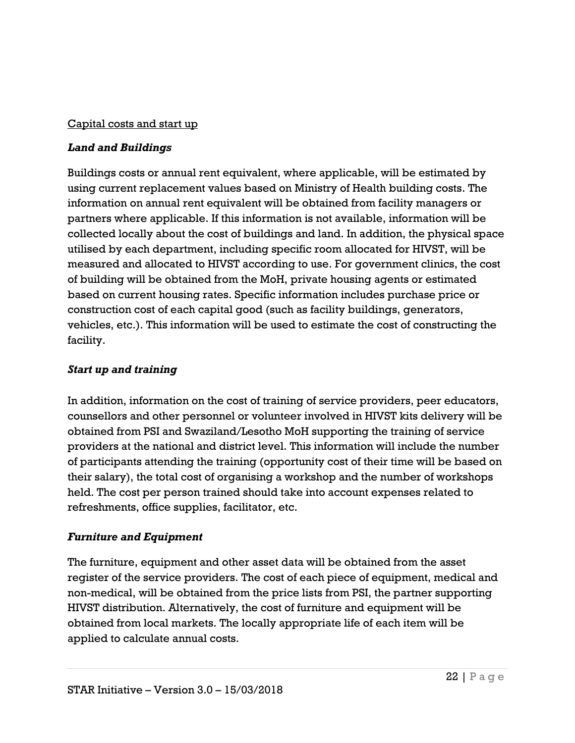Capital costs and start up

### *Land and Buildings*

Buildings costs or annual rent equivalent, where applicable, will be estimated by using current replacement values based on Ministry of Health building costs. The information on annual rent equivalent will be obtained from facility managers or partners where applicable. If this information is not available, information will be collected locally about the cost of buildings and land. In addition, the physical space utilised by each department, including specific room allocated for HIVST, will be measured and allocated to HIVST according to use. For government clinics, the cost of building will be obtained from the MoH, private housing agents or estimated based on current housing rates. Specific information includes purchase price or construction cost of each capital good (such as facility buildings, generators, vehicles, etc.). This information will be used to estimate the cost of constructing the facility.

### *Start up and training*

In addition, information on the cost of training of service providers, peer educators, counsellors and other personnel or volunteer involved in HIVST kits delivery will be obtained from PSI and Swaziland/Lesotho MoH supporting the training of service providers at the national and district level. This information will include the number of participants attending the training (opportunity cost of their time will be based on their salary), the total cost of organising a workshop and the number of workshops held. The cost per person trained should take into account expenses related to refreshments, office supplies, facilitator, etc.

### *Furniture and Equipment*

The furniture, equipment and other asset data will be obtained from the asset register of the service providers. The cost of each piece of equipment, medical and non-medical, will be obtained from the price lists from PSI, the partner supporting HIVST distribution. Alternatively, the cost of furniture and equipment will be obtained from local markets. The locally appropriate life of each item will be applied to calculate annual costs.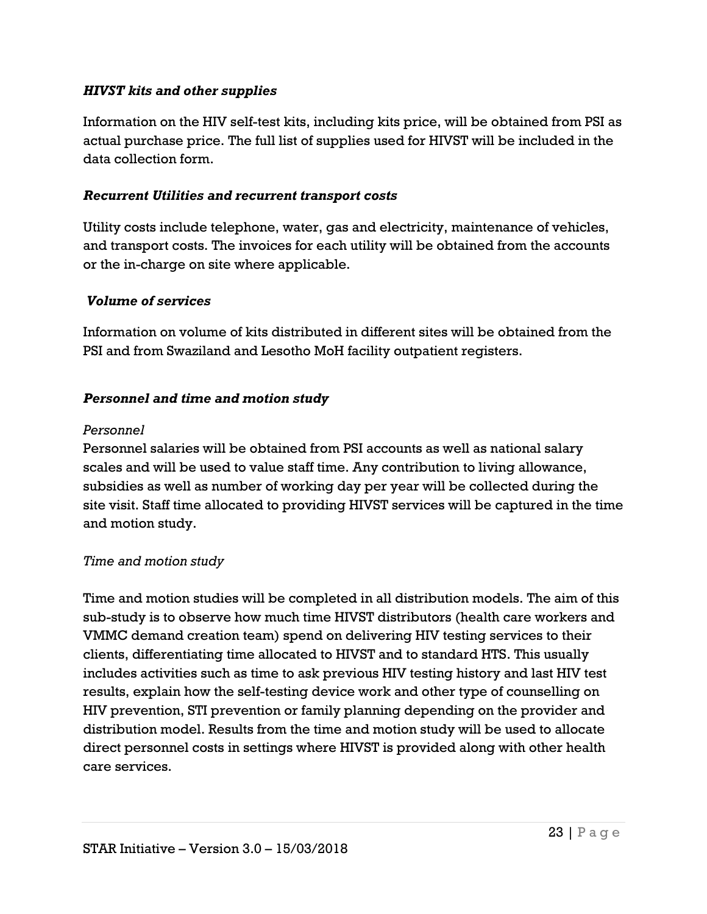***HIVST kits and other supplies***

Information on the HIV self-test kits, including kits price, will be obtained from PSI as actual purchase price. The full list of supplies used for HIVST will be included in the data collection form.

***Recurrent Utilities and recurrent transport costs***

Utility costs include telephone, water, gas and electricity, maintenance of vehicles, and transport costs. The invoices for each utility will be obtained from the accounts or the in-charge on site where applicable.

***Volume of services***

Information on volume of kits distributed in different sites will be obtained from the PSI and from Swaziland and Lesotho MoH facility outpatient registers.

***Personnel and time and motion study***

*Personnel*

Personnel salaries will be obtained from PSI accounts as well as national salary scales and will be used to value staff time. Any contribution to living allowance, subsidies as well as number of working day per year will be collected during the site visit. Staff time allocated to providing HIVST services will be captured in the time and motion study.

*Time and motion study*

Time and motion studies will be completed in all distribution models. The aim of this sub-study is to observe how much time HIVST distributors (health care workers and VMMC demand creation team) spend on delivering HIV testing services to their clients, differentiating time allocated to HIVST and to standard HTS. This usually includes activities such as time to ask previous HIV testing history and last HIV test results, explain how the self-testing device work and other type of counselling on HIV prevention, STI prevention or family planning depending on the provider and distribution model. Results from the time and motion study will be used to allocate direct personnel costs in settings where HIVST is provided along with other health care services.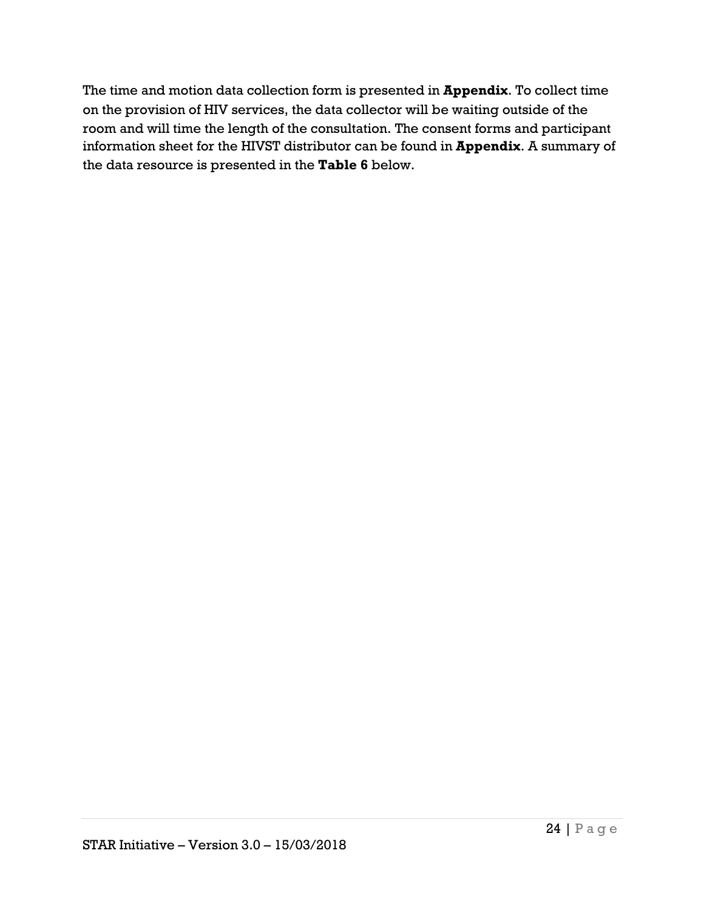The time and motion data collection form is presented in **Appendix**. To collect time on the provision of HIV services, the data collector will be waiting outside of the room and will time the length of the consultation. The consent forms and participant information sheet for the HIVST distributor can be found in **Appendix**. A summary of the data resource is presented in the **Table 6** below.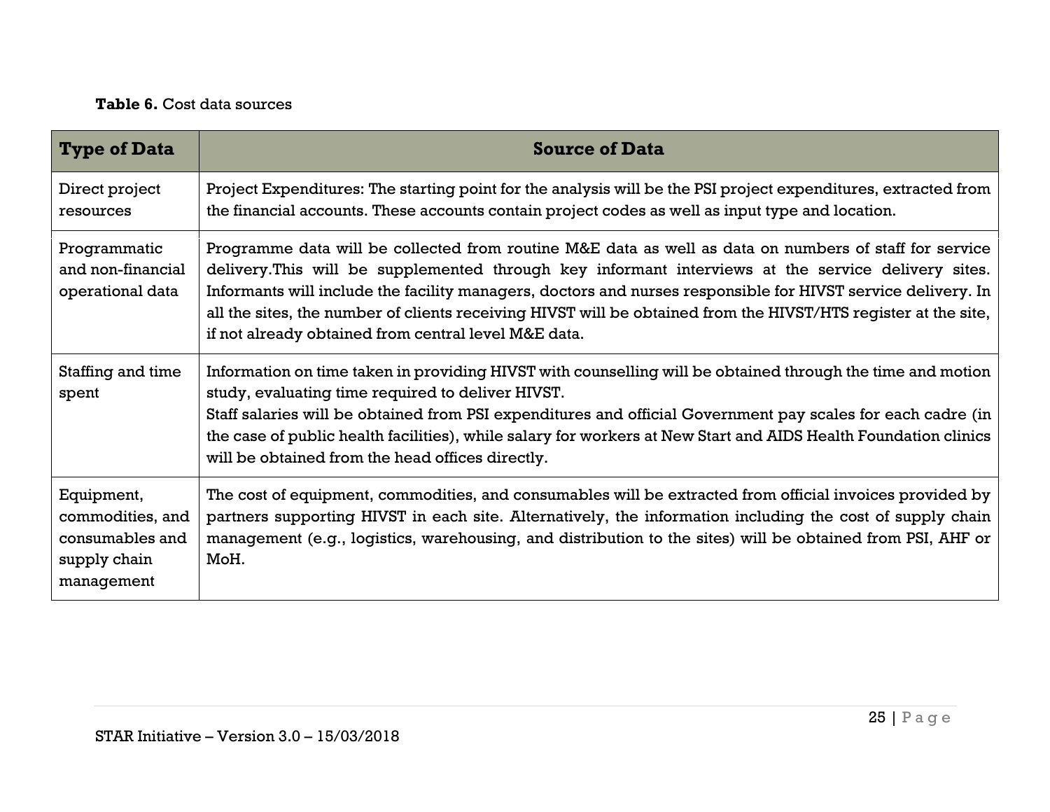**Table 6.** Cost data sources

| Type of Data | Source of Data |
|---|---|
| Direct project resources | Project Expenditures: The starting point for the analysis will be the PSI project expenditures, extracted from the financial accounts. These accounts contain project codes as well as input type and location. |
| Programmatic and non-financial operational data | Programme data will be collected from routine M&E data as well as data on numbers of staff for service delivery.This will be supplemented through key informant interviews at the service delivery sites. Informants will include the facility managers, doctors and nurses responsible for HIVST service delivery. In all the sites, the number of clients receiving HIVST will be obtained from the HIVST/HTS register at the site, if not already obtained from central level M&E data. |
| Staffing and time spent | Information on time taken in providing HIVST with counselling will be obtained through the time and motion study, evaluating time required to deliver HIVST.<br>Staff salaries will be obtained from PSI expenditures and official Government pay scales for each cadre (in the case of public health facilities), while salary for workers at New Start and AIDS Health Foundation clinics will be obtained from the head offices directly. |
| Equipment, commodities, and consumables and supply chain management | The cost of equipment, commodities, and consumables will be extracted from official invoices provided by partners supporting HIVST in each site. Alternatively, the information including the cost of supply chain management (e.g., logistics, warehousing, and distribution to the sites) will be obtained from PSI, AHF or MoH. |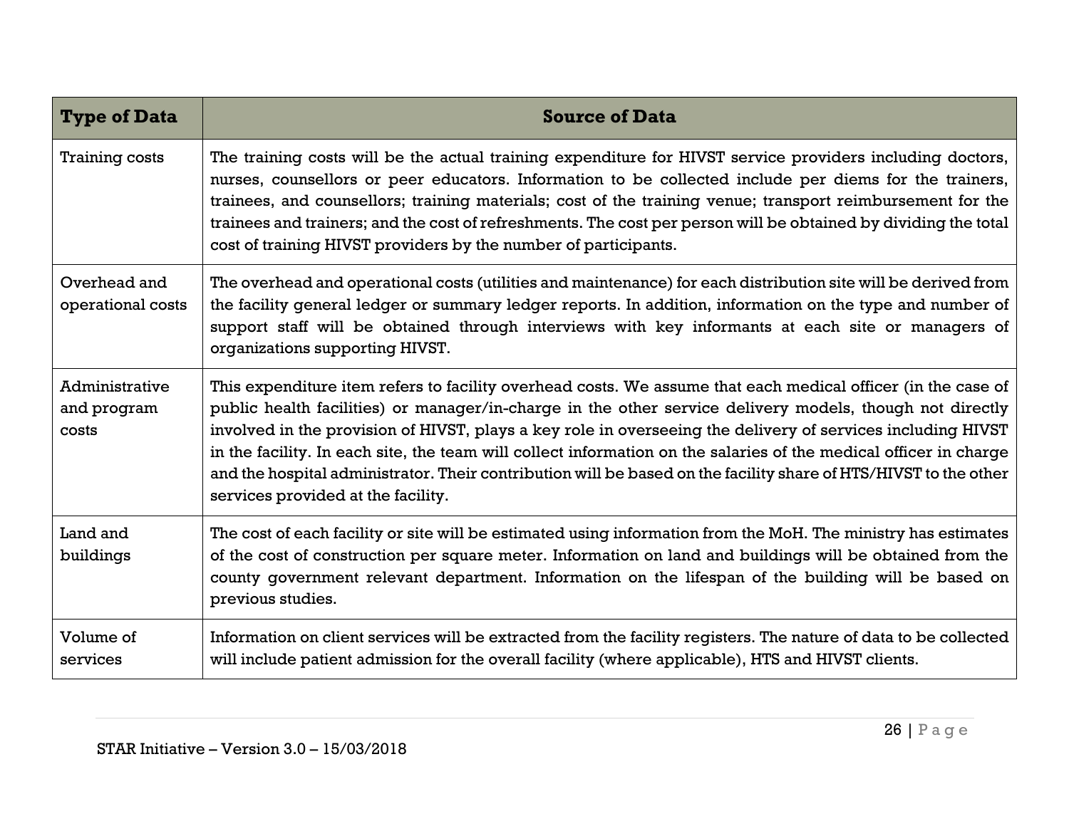| Type of Data | Source of Data |
| --- | --- |
| Training costs | The training costs will be the actual training expenditure for HIVST service providers including doctors, nurses, counsellors or peer educators. Information to be collected include per diems for the trainers, trainees, and counsellors; training materials; cost of the training venue; transport reimbursement for the trainees and trainers; and the cost of refreshments. The cost per person will be obtained by dividing the total cost of training HIVST providers by the number of participants. |
| Overhead and operational costs | The overhead and operational costs (utilities and maintenance) for each distribution site will be derived from the facility general ledger or summary ledger reports. In addition, information on the type and number of support staff will be obtained through interviews with key informants at each site or managers of organizations supporting HIVST. |
| Administrative and program costs | This expenditure item refers to facility overhead costs. We assume that each medical officer (in the case of public health facilities) or manager/in-charge in the other service delivery models, though not directly involved in the provision of HIVST, plays a key role in overseeing the delivery of services including HIVST in the facility. In each site, the team will collect information on the salaries of the medical officer in charge and the hospital administrator. Their contribution will be based on the facility share of HTS/HIVST to the other services provided at the facility. |
| Land and buildings | The cost of each facility or site will be estimated using information from the MoH. The ministry has estimates of the cost of construction per square meter. Information on land and buildings will be obtained from the county government relevant department. Information on the lifespan of the building will be based on previous studies. |
| Volume of services | Information on client services will be extracted from the facility registers. The nature of data to be collected will include patient admission for the overall facility (where applicable), HTS and HIVST clients. |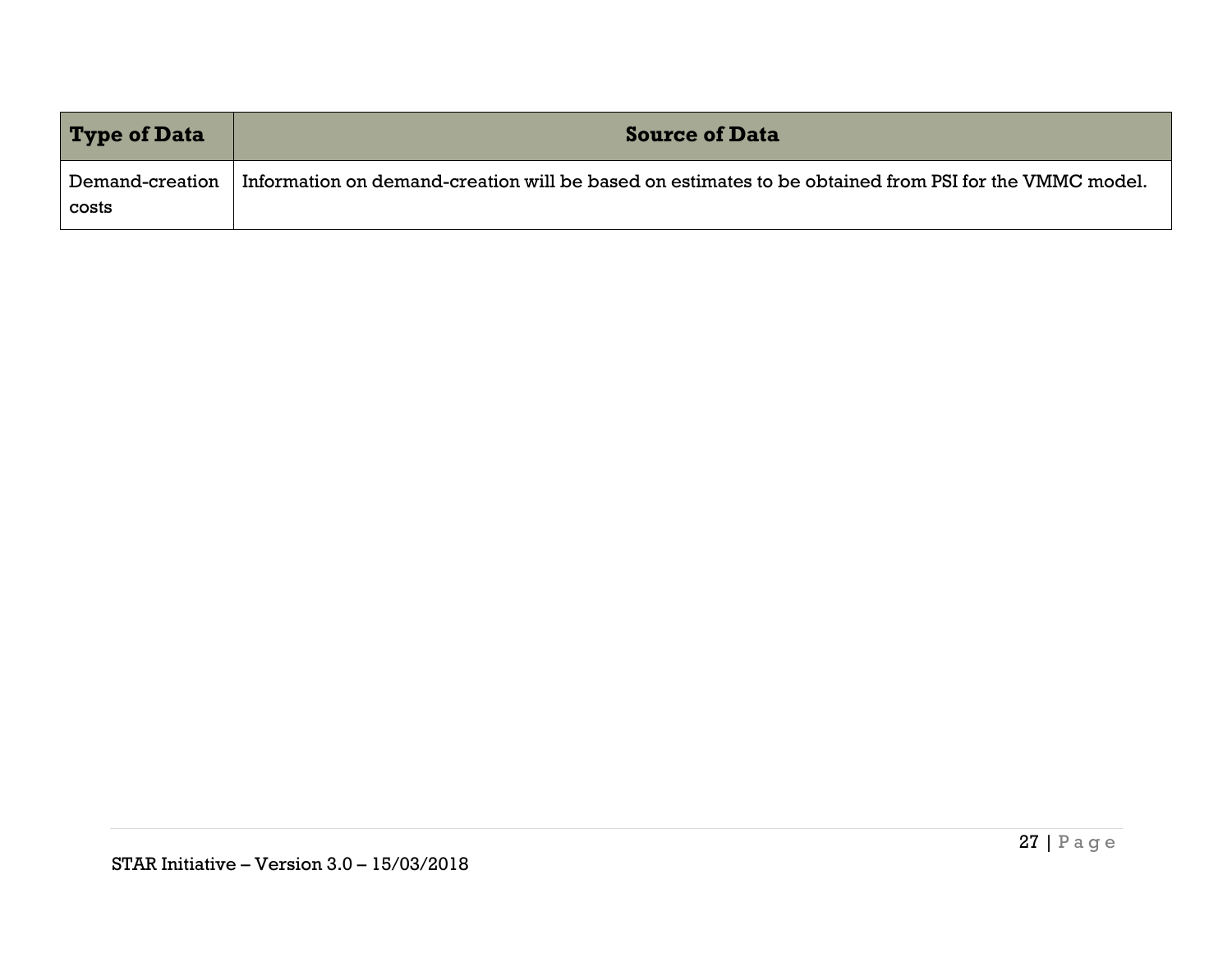| Type of Data | Source of Data |
|---|---|
| Demand-creation costs | Information on demand-creation will be based on estimates to be obtained from PSI for the VMMC model. |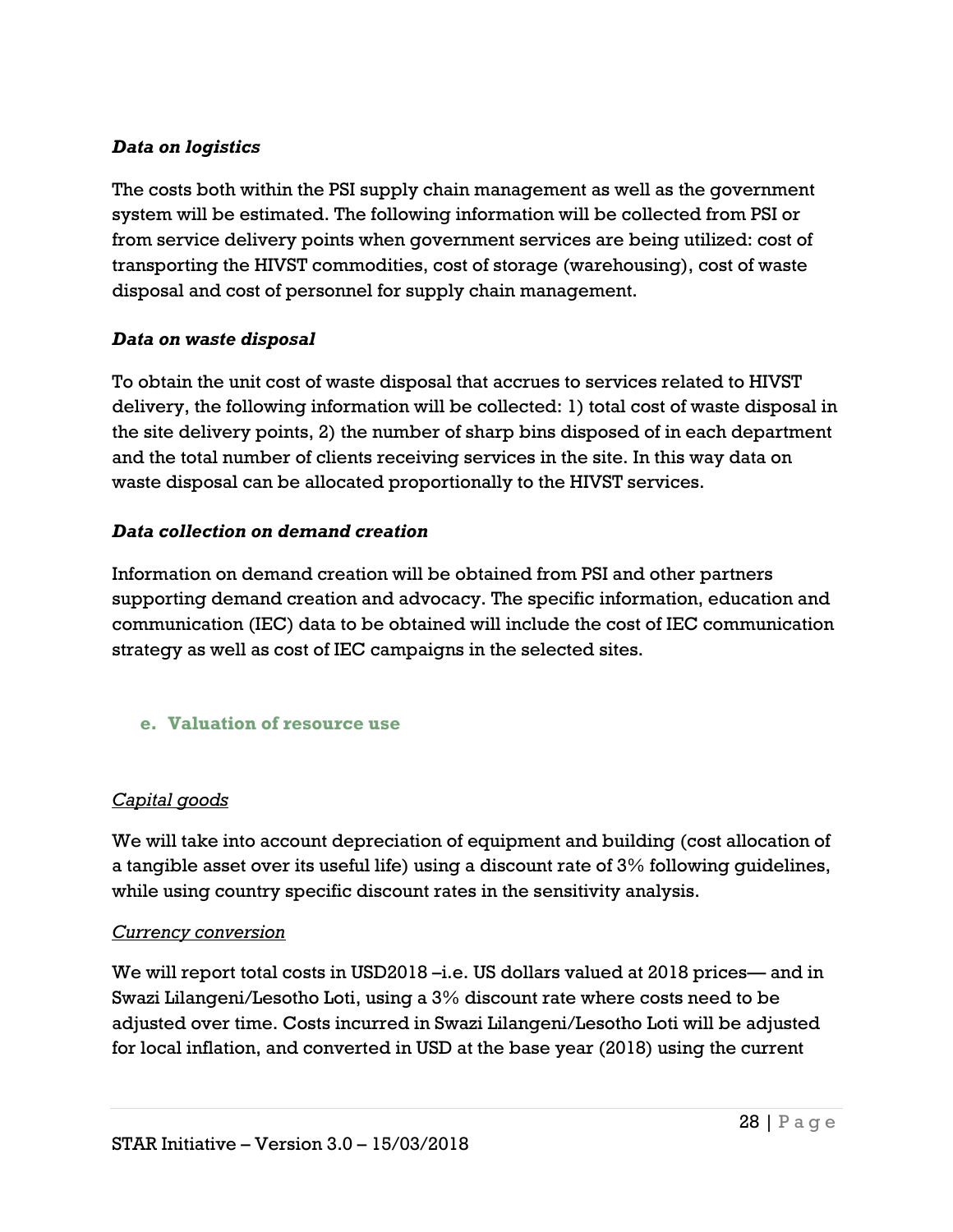***Data on logistics***

The costs both within the PSI supply chain management as well as the government system will be estimated. The following information will be collected from PSI or from service delivery points when government services are being utilized: cost of transporting the HIVST commodities, cost of storage (warehousing), cost of waste disposal and cost of personnel for supply chain management.

***Data on waste disposal***

To obtain the unit cost of waste disposal that accrues to services related to HIVST delivery, the following information will be collected: 1) total cost of waste disposal in the site delivery points, 2) the number of sharp bins disposed of in each department and the total number of clients receiving services in the site. In this way data on waste disposal can be allocated proportionally to the HIVST services.

***Data collection on demand creation***

Information on demand creation will be obtained from PSI and other partners supporting demand creation and advocacy. The specific information, education and communication (IEC) data to be obtained will include the cost of IEC communication strategy as well as cost of IEC campaigns in the selected sites.

### e. Valuation of resource use

<u>Capital goods</u>

We will take into account depreciation of equipment and building (cost allocation of a tangible asset over its useful life) using a discount rate of 3% following guidelines, while using country specific discount rates in the sensitivity analysis.

<u>Currency conversion</u>

We will report total costs in USD2018 –i.e. US dollars valued at 2018 prices— and in Swazi Lilangeni/Lesotho Loti, using a 3% discount rate where costs need to be adjusted over time. Costs incurred in Swazi Lilangeni/Lesotho Loti will be adjusted for local inflation, and converted in USD at the base year (2018) using the current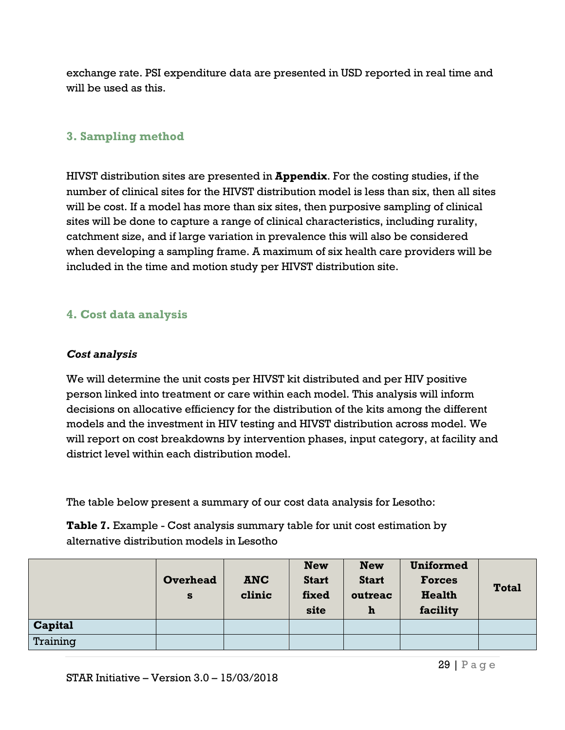exchange rate. PSI expenditure data are presented in USD reported in real time and will be used as this.

## 3. Sampling method

HIVST distribution sites are presented in **Appendix**. For the costing studies, if the number of clinical sites for the HIVST distribution model is less than six, then all sites will be cost. If a model has more than six sites, then purposive sampling of clinical sites will be done to capture a range of clinical characteristics, including rurality, catchment size, and if large variation in prevalence this will also be considered when developing a sampling frame. A maximum of six health care providers will be included in the time and motion study per HIVST distribution site.

## 4. Cost data analysis

### *Cost analysis*

We will determine the unit costs per HIVST kit distributed and per HIV positive person linked into treatment or care within each model. This analysis will inform decisions on allocative efficiency for the distribution of the kits among the different models and the investment in HIV testing and HIVST distribution across model. We will report on cost breakdowns by intervention phases, input category, at facility and district level within each distribution model.

The table below present a summary of our cost data analysis for Lesotho:

**Table 7.** Example - Cost analysis summary table for unit cost estimation by alternative distribution models in Lesotho

| | Overheads | ANC clinic | New Start fixed site | New Start outreach | Uniformed Forces Health facility | Total |
|---|---|---|---|---|---|---|
| **Capital** | | | | | | |
| Training | | | | | | |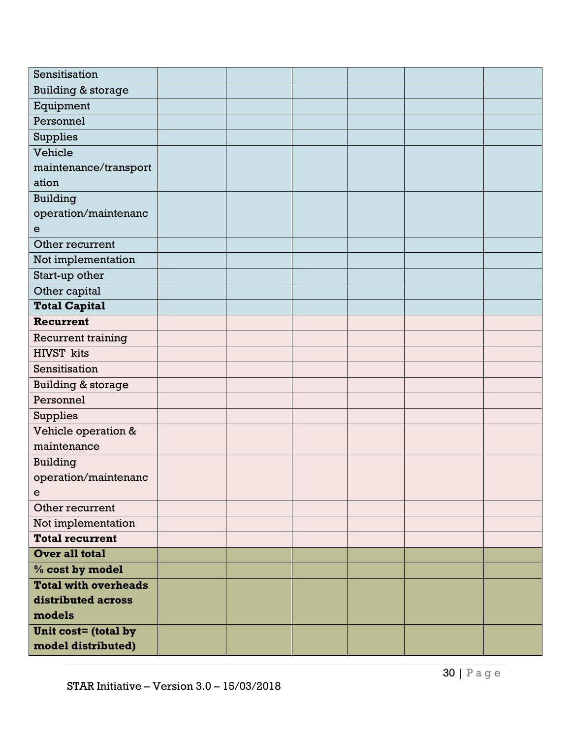| | | | | | | |
|---|---|---|---|---|---|---|
| Sensitisation | | | | | | |
| Building & storage | | | | | | |
| Equipment | | | | | | |
| Personnel | | | | | | |
| Supplies | | | | | | |
| Vehicle maintenance/transportation | | | | | | |
| Building operation/maintenance | | | | | | |
| Other recurrent | | | | | | |
| Not implementation | | | | | | |
| Start-up other | | | | | | |
| Other capital | | | | | | |
| **Total Capital** | | | | | | |
| **Recurrent** | | | | | | |
| Recurrent training | | | | | | |
| HIVST kits | | | | | | |
| Sensitisation | | | | | | |
| Building & storage | | | | | | |
| Personnel | | | | | | |
| Supplies | | | | | | |
| Vehicle operation & maintenance | | | | | | |
| Building operation/maintenance | | | | | | |
| Other recurrent | | | | | | |
| Not implementation | | | | | | |
| **Total recurrent** | | | | | | |
| **Over all total** | | | | | | |
| **% cost by model** | | | | | | |
| **Total with overheads distributed across models** | | | | | | |
| **Unit cost= (total by model distributed)** | | | | | | |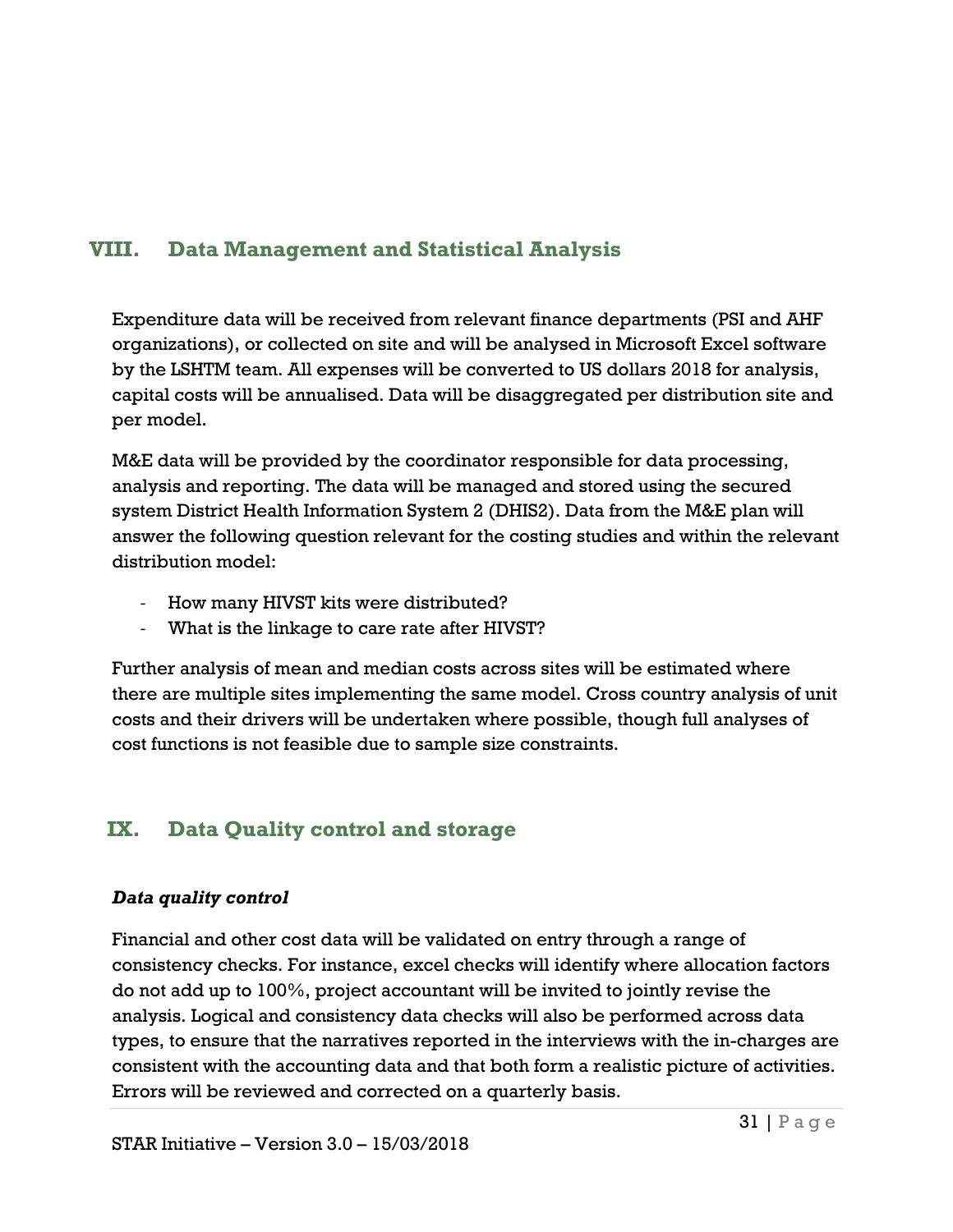# VIII. Data Management and Statistical Analysis

Expenditure data will be received from relevant finance departments (PSI and AHF organizations), or collected on site and will be analysed in Microsoft Excel software by the LSHTM team. All expenses will be converted to US dollars 2018 for analysis, capital costs will be annualised. Data will be disaggregated per distribution site and per model.

M&E data will be provided by the coordinator responsible for data processing, analysis and reporting. The data will be managed and stored using the secured system District Health Information System 2 (DHIS2). Data from the M&E plan will answer the following question relevant for the costing studies and within the relevant distribution model:

- How many HIVST kits were distributed?
- What is the linkage to care rate after HIVST?

Further analysis of mean and median costs across sites will be estimated where there are multiple sites implementing the same model. Cross country analysis of unit costs and their drivers will be undertaken where possible, though full analyses of cost functions is not feasible due to sample size constraints.

# IX. Data Quality control and storage

***Data quality control***

Financial and other cost data will be validated on entry through a range of consistency checks. For instance, excel checks will identify where allocation factors do not add up to 100%, project accountant will be invited to jointly revise the analysis. Logical and consistency data checks will also be performed across data types, to ensure that the narratives reported in the interviews with the in-charges are consistent with the accounting data and that both form a realistic picture of activities. Errors will be reviewed and corrected on a quarterly basis.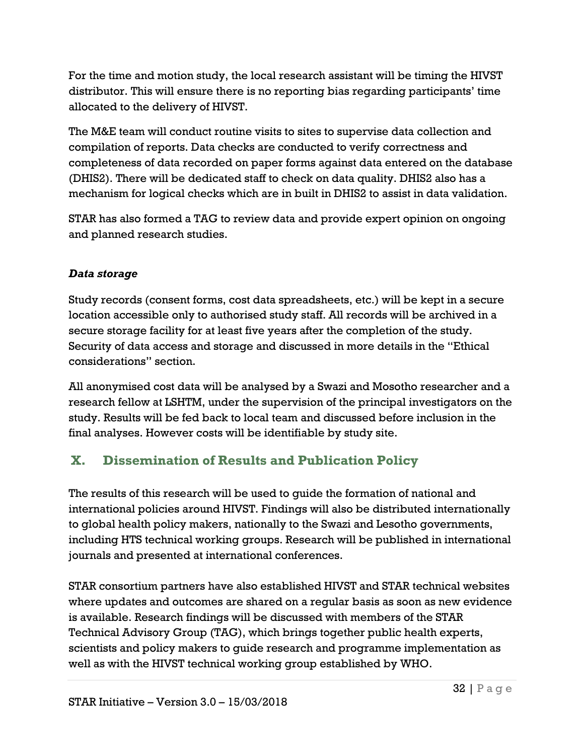For the time and motion study, the local research assistant will be timing the HIVST distributor. This will ensure there is no reporting bias regarding participants' time allocated to the delivery of HIVST.

The M&E team will conduct routine visits to sites to supervise data collection and compilation of reports. Data checks are conducted to verify correctness and completeness of data recorded on paper forms against data entered on the database (DHIS2). There will be dedicated staff to check on data quality. DHIS2 also has a mechanism for logical checks which are in built in DHIS2 to assist in data validation.

STAR has also formed a TAG to review data and provide expert opinion on ongoing and planned research studies.

***Data storage***

Study records (consent forms, cost data spreadsheets, etc.) will be kept in a secure location accessible only to authorised study staff. All records will be archived in a secure storage facility for at least five years after the completion of the study. Security of data access and storage and discussed in more details in the "Ethical considerations" section.

All anonymised cost data will be analysed by a Swazi and Mosotho researcher and a research fellow at LSHTM, under the supervision of the principal investigators on the study. Results will be fed back to local team and discussed before inclusion in the final analyses. However costs will be identifiable by study site.

## X. Dissemination of Results and Publication Policy

The results of this research will be used to guide the formation of national and international policies around HIVST. Findings will also be distributed internationally to global health policy makers, nationally to the Swazi and Lesotho governments, including HTS technical working groups. Research will be published in international journals and presented at international conferences.

STAR consortium partners have also established HIVST and STAR technical websites where updates and outcomes are shared on a regular basis as soon as new evidence is available. Research findings will be discussed with members of the STAR Technical Advisory Group (TAG), which brings together public health experts, scientists and policy makers to guide research and programme implementation as well as with the HIVST technical working group established by WHO.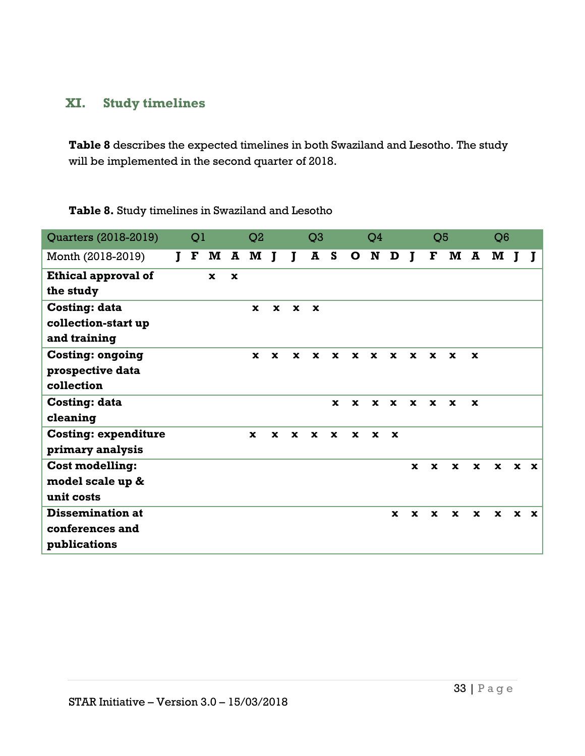## XI. Study timelines

**Table 8** describes the expected timelines in both Swaziland and Lesotho. The study will be implemented in the second quarter of 2018.

**Table 8.** Study timelines in Swaziland and Lesotho

| Quarters (2018-2019) | | Q1 | | | Q2 | | | Q3 | | | Q4 | | | Q5 | | | Q6 | | |
|---|---|---|---|---|---|---|---|---|---|---|---|---|---|---|---|---|---|---|---|
| Month (2018-2019) | **J** | **F** | **M** | **A** | **M** | **J** | **J** | **A** | **S** | **O** | **N** | **D** | **J** | **F** | **M** | **A** | **M** | **J** | **J** |
| **Ethical approval of the study** | | | x | x | | | | | | | | | | | | | | | |
| **Costing: data collection-start up and training** | | | | | x | x | x | x | | | | | | | | | | | |
| **Costing: ongoing prospective data collection** | | | | | x | x | x | x | x | x | x | x | x | x | x | x | | | |
| **Costing: data cleaning** | | | | | | | | | x | x | x | x | x | x | x | x | | | |
| **Costing: expenditure primary analysis** | | | | | x | x | x | x | x | x | x | x | | | | | | | |
| **Cost modelling: model scale up & unit costs** | | | | | | | | | | | | | x | x | x | x | x | x | x |
| **Dissemination at conferences and publications** | | | | | | | | | | | | x | x | x | x | x | x | x | x |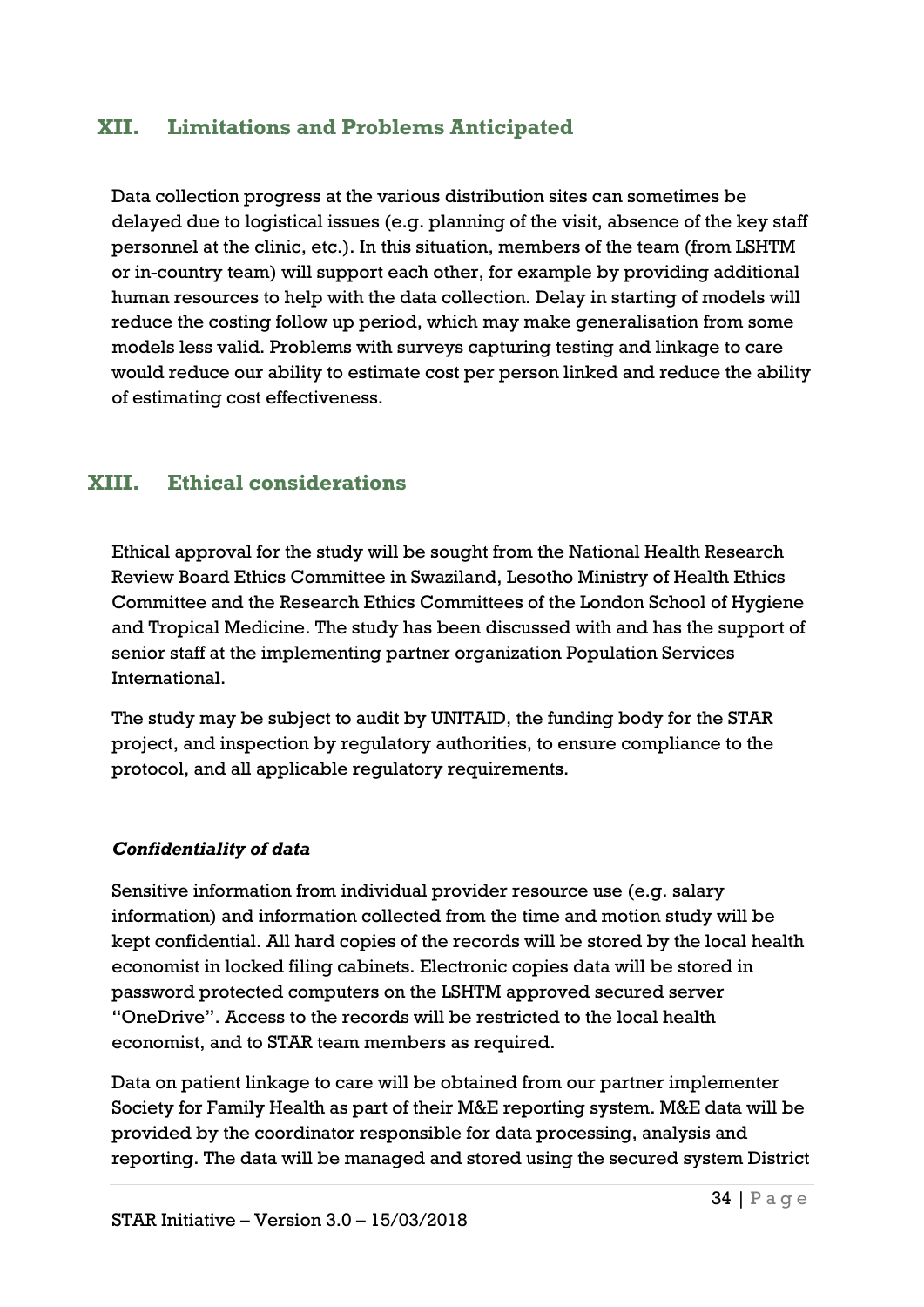## XII. Limitations and Problems Anticipated

Data collection progress at the various distribution sites can sometimes be delayed due to logistical issues (e.g. planning of the visit, absence of the key staff personnel at the clinic, etc.). In this situation, members of the team (from LSHTM or in-country team) will support each other, for example by providing additional human resources to help with the data collection. Delay in starting of models will reduce the costing follow up period, which may make generalisation from some models less valid. Problems with surveys capturing testing and linkage to care would reduce our ability to estimate cost per person linked and reduce the ability of estimating cost effectiveness.

## XIII. Ethical considerations

Ethical approval for the study will be sought from the National Health Research Review Board Ethics Committee in Swaziland, Lesotho Ministry of Health Ethics Committee and the Research Ethics Committees of the London School of Hygiene and Tropical Medicine. The study has been discussed with and has the support of senior staff at the implementing partner organization Population Services International.

The study may be subject to audit by UNITAID, the funding body for the STAR project, and inspection by regulatory authorities, to ensure compliance to the protocol, and all applicable regulatory requirements.

### *Confidentiality of data*

Sensitive information from individual provider resource use (e.g. salary information) and information collected from the time and motion study will be kept confidential. All hard copies of the records will be stored by the local health economist in locked filing cabinets. Electronic copies data will be stored in password protected computers on the LSHTM approved secured server "OneDrive". Access to the records will be restricted to the local health economist, and to STAR team members as required.

Data on patient linkage to care will be obtained from our partner implementer Society for Family Health as part of their M&E reporting system. M&E data will be provided by the coordinator responsible for data processing, analysis and reporting. The data will be managed and stored using the secured system District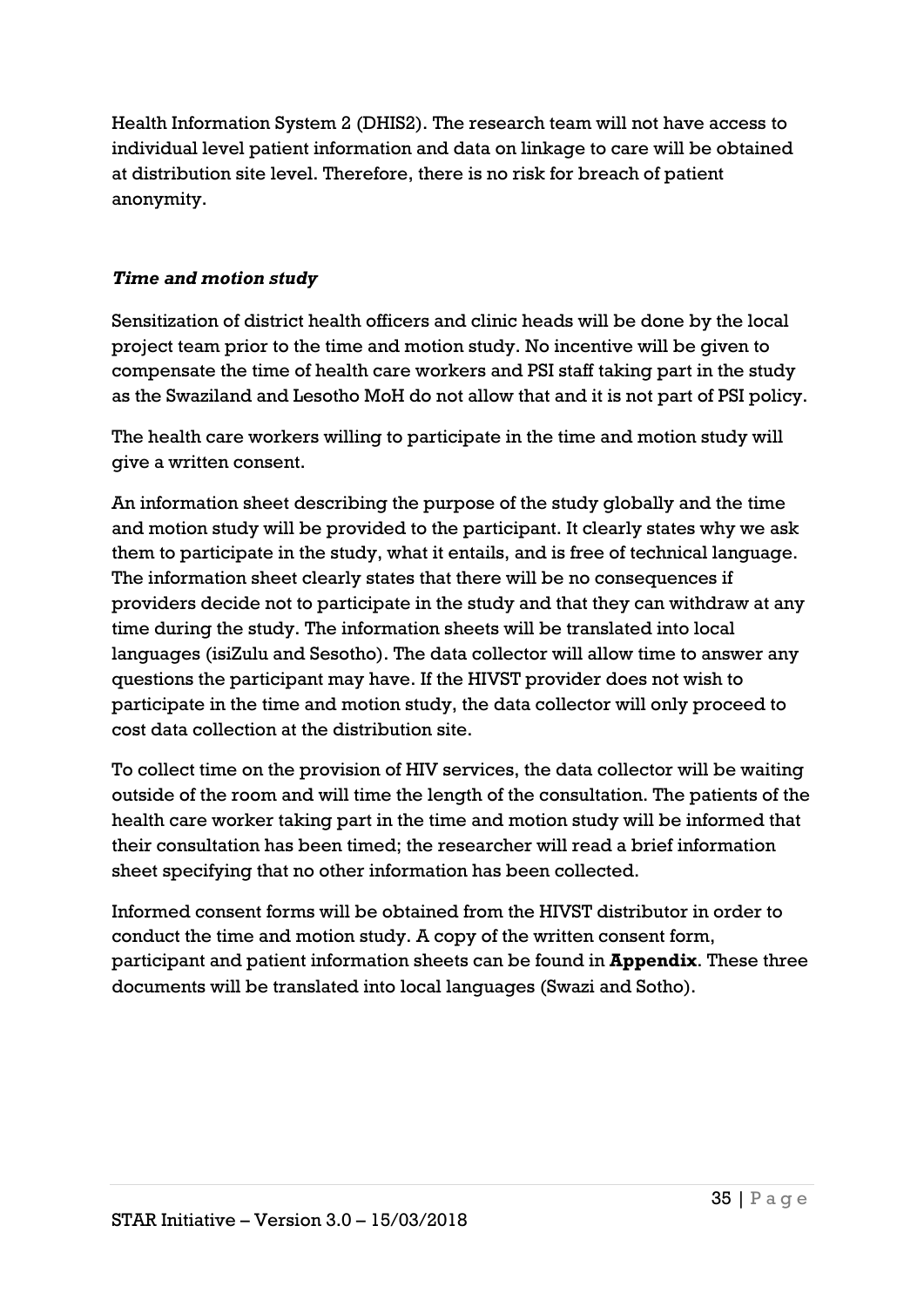Health Information System 2 (DHIS2). The research team will not have access to individual level patient information and data on linkage to care will be obtained at distribution site level. Therefore, there is no risk for breach of patient anonymity.

***Time and motion study***

Sensitization of district health officers and clinic heads will be done by the local project team prior to the time and motion study. No incentive will be given to compensate the time of health care workers and PSI staff taking part in the study as the Swaziland and Lesotho MoH do not allow that and it is not part of PSI policy.

The health care workers willing to participate in the time and motion study will give a written consent.

An information sheet describing the purpose of the study globally and the time and motion study will be provided to the participant. It clearly states why we ask them to participate in the study, what it entails, and is free of technical language. The information sheet clearly states that there will be no consequences if providers decide not to participate in the study and that they can withdraw at any time during the study. The information sheets will be translated into local languages (isiZulu and Sesotho). The data collector will allow time to answer any questions the participant may have. If the HIVST provider does not wish to participate in the time and motion study, the data collector will only proceed to cost data collection at the distribution site.

To collect time on the provision of HIV services, the data collector will be waiting outside of the room and will time the length of the consultation. The patients of the health care worker taking part in the time and motion study will be informed that their consultation has been timed; the researcher will read a brief information sheet specifying that no other information has been collected.

Informed consent forms will be obtained from the HIVST distributor in order to conduct the time and motion study. A copy of the written consent form, participant and patient information sheets can be found in **Appendix**. These three documents will be translated into local languages (Swazi and Sotho).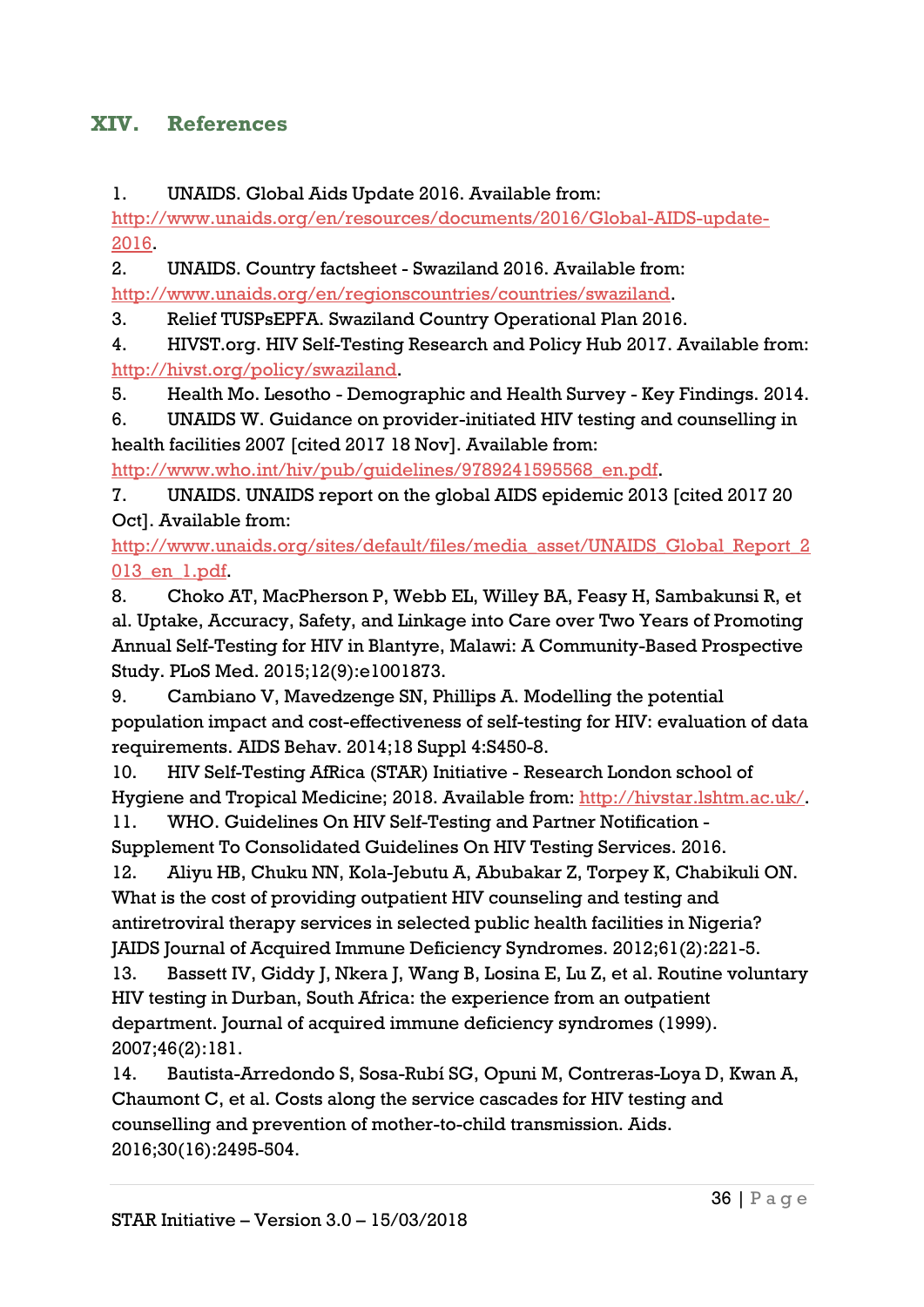## XIV. References

1. UNAIDS. Global Aids Update 2016. Available from: http://www.unaids.org/en/resources/documents/2016/Global-AIDS-update-2016.
2. UNAIDS. Country factsheet - Swaziland 2016. Available from: http://www.unaids.org/en/regionscountries/countries/swaziland.
3. Relief TUSPsEPFA. Swaziland Country Operational Plan 2016.
4. HIVST.org. HIV Self-Testing Research and Policy Hub 2017. Available from: http://hivst.org/policy/swaziland.
5. Health Mo. Lesotho - Demographic and Health Survey - Key Findings. 2014.
6. UNAIDS W. Guidance on provider-initiated HIV testing and counselling in health facilities 2007 [cited 2017 18 Nov]. Available from: http://www.who.int/hiv/pub/guidelines/9789241595568_en.pdf.
7. UNAIDS. UNAIDS report on the global AIDS epidemic 2013 [cited 2017 20 Oct]. Available from: http://www.unaids.org/sites/default/files/media_asset/UNAIDS_Global_Report_2013_en_1.pdf.
8. Choko AT, MacPherson P, Webb EL, Willey BA, Feasy H, Sambakunsi R, et al. Uptake, Accuracy, Safety, and Linkage into Care over Two Years of Promoting Annual Self-Testing for HIV in Blantyre, Malawi: A Community-Based Prospective Study. PLoS Med. 2015;12(9):e1001873.
9. Cambiano V, Mavedzenge SN, Phillips A. Modelling the potential population impact and cost-effectiveness of self-testing for HIV: evaluation of data requirements. AIDS Behav. 2014;18 Suppl 4:S450-8.
10. HIV Self-Testing AfRica (STAR) Initiative - Research London school of Hygiene and Tropical Medicine; 2018. Available from: http://hivstar.lshtm.ac.uk/.
11. WHO. Guidelines On HIV Self-Testing and Partner Notification - Supplement To Consolidated Guidelines On HIV Testing Services. 2016.
12. Aliyu HB, Chuku NN, Kola-Jebutu A, Abubakar Z, Torpey K, Chabikuli ON. What is the cost of providing outpatient HIV counseling and testing and antiretroviral therapy services in selected public health facilities in Nigeria? JAIDS Journal of Acquired Immune Deficiency Syndromes. 2012;61(2):221-5.
13. Bassett IV, Giddy J, Nkera J, Wang B, Losina E, Lu Z, et al. Routine voluntary HIV testing in Durban, South Africa: the experience from an outpatient department. Journal of acquired immune deficiency syndromes (1999). 2007;46(2):181.
14. Bautista-Arredondo S, Sosa-Rubí SG, Opuni M, Contreras-Loya D, Kwan A, Chaumont C, et al. Costs along the service cascades for HIV testing and counselling and prevention of mother-to-child transmission. Aids. 2016;30(16):2495-504.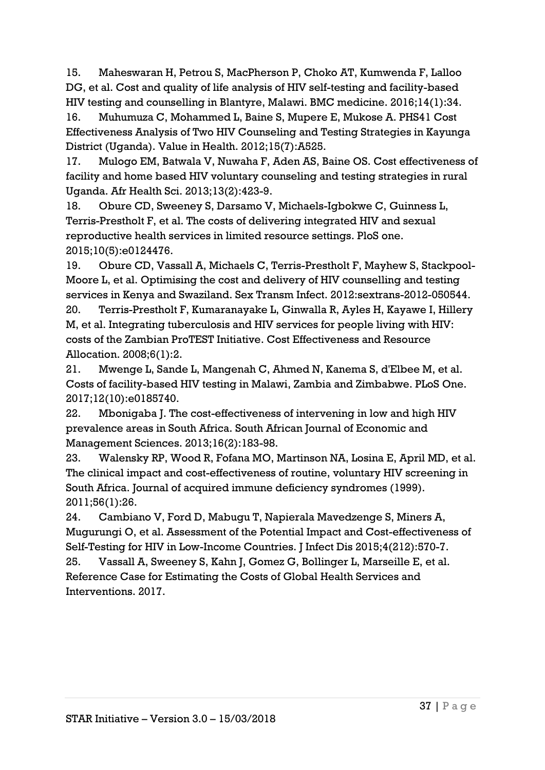15. Maheswaran H, Petrou S, MacPherson P, Choko AT, Kumwenda F, Lalloo DG, et al. Cost and quality of life analysis of HIV self-testing and facility-based HIV testing and counselling in Blantyre, Malawi. BMC medicine. 2016;14(1):34.
16. Muhumuza C, Mohammed L, Baine S, Mupere E, Mukose A. PHS41 Cost Effectiveness Analysis of Two HIV Counseling and Testing Strategies in Kayunga District (Uganda). Value in Health. 2012;15(7):A525.
17. Mulogo EM, Batwala V, Nuwaha F, Aden AS, Baine OS. Cost effectiveness of facility and home based HIV voluntary counseling and testing strategies in rural Uganda. Afr Health Sci. 2013;13(2):423-9.
18. Obure CD, Sweeney S, Darsamo V, Michaels-Igbokwe C, Guinness L, Terris-Prestholt F, et al. The costs of delivering integrated HIV and sexual reproductive health services in limited resource settings. PloS one. 2015;10(5):e0124476.
19. Obure CD, Vassall A, Michaels C, Terris-Prestholt F, Mayhew S, Stackpool-Moore L, et al. Optimising the cost and delivery of HIV counselling and testing services in Kenya and Swaziland. Sex Transm Infect. 2012:sextrans-2012-050544.
20. Terris-Prestholt F, Kumaranayake L, Ginwalla R, Ayles H, Kayawe I, Hillery M, et al. Integrating tuberculosis and HIV services for people living with HIV: costs of the Zambian ProTEST Initiative. Cost Effectiveness and Resource Allocation. 2008;6(1):2.
21. Mwenge L, Sande L, Mangenah C, Ahmed N, Kanema S, d'Elbee M, et al. Costs of facility-based HIV testing in Malawi, Zambia and Zimbabwe. PLoS One. 2017;12(10):e0185740.
22. Mbonigaba J. The cost-effectiveness of intervening in low and high HIV prevalence areas in South Africa. South African Journal of Economic and Management Sciences. 2013;16(2):183-98.
23. Walensky RP, Wood R, Fofana MO, Martinson NA, Losina E, April MD, et al. The clinical impact and cost-effectiveness of routine, voluntary HIV screening in South Africa. Journal of acquired immune deficiency syndromes (1999). 2011;56(1):26.
24. Cambiano V, Ford D, Mabugu T, Napierala Mavedzenge S, Miners A, Mugurungi O, et al. Assessment of the Potential Impact and Cost-effectiveness of Self-Testing for HIV in Low-Income Countries. J Infect Dis 2015;4(212):570-7.
25. Vassall A, Sweeney S, Kahn J, Gomez G, Bollinger L, Marseille E, et al. Reference Case for Estimating the Costs of Global Health Services and Interventions. 2017.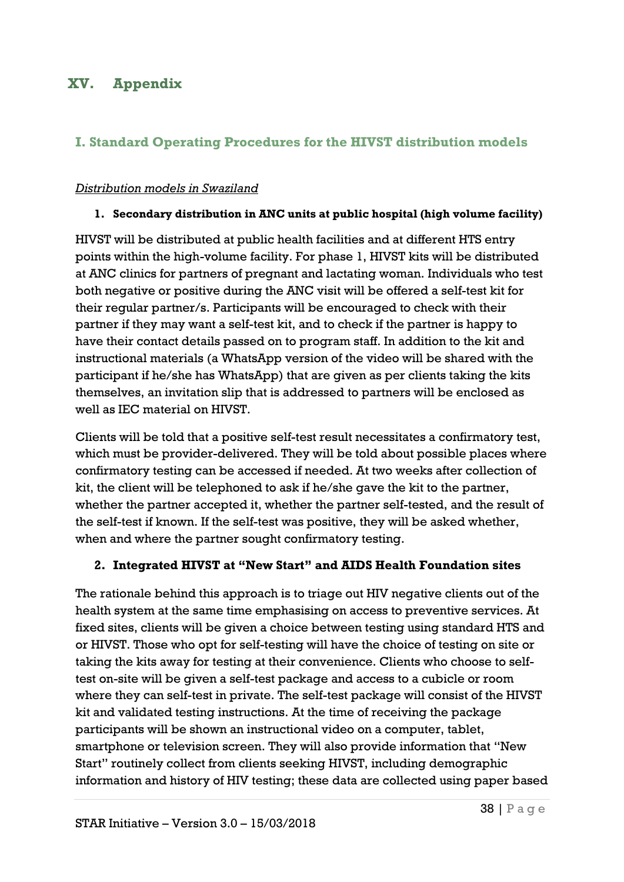# XV. Appendix

## I. Standard Operating Procedures for the HIVST distribution models

*Distribution models in Swaziland*

### 1. Secondary distribution in ANC units at public hospital (high volume facility)

HIVST will be distributed at public health facilities and at different HTS entry points within the high-volume facility. For phase 1, HIVST kits will be distributed at ANC clinics for partners of pregnant and lactating woman. Individuals who test both negative or positive during the ANC visit will be offered a self-test kit for their regular partner/s. Participants will be encouraged to check with their partner if they may want a self-test kit, and to check if the partner is happy to have their contact details passed on to program staff. In addition to the kit and instructional materials (a WhatsApp version of the video will be shared with the participant if he/she has WhatsApp) that are given as per clients taking the kits themselves, an invitation slip that is addressed to partners will be enclosed as well as IEC material on HIVST.

Clients will be told that a positive self-test result necessitates a confirmatory test, which must be provider-delivered. They will be told about possible places where confirmatory testing can be accessed if needed. At two weeks after collection of kit, the client will be telephoned to ask if he/she gave the kit to the partner, whether the partner accepted it, whether the partner self-tested, and the result of the self-test if known. If the self-test was positive, they will be asked whether, when and where the partner sought confirmatory testing.

### 2. Integrated HIVST at "New Start" and AIDS Health Foundation sites

The rationale behind this approach is to triage out HIV negative clients out of the health system at the same time emphasising on access to preventive services. At fixed sites, clients will be given a choice between testing using standard HTS and or HIVST. Those who opt for self-testing will have the choice of testing on site or taking the kits away for testing at their convenience. Clients who choose to self-test on-site will be given a self-test package and access to a cubicle or room where they can self-test in private. The self-test package will consist of the HIVST kit and validated testing instructions. At the time of receiving the package participants will be shown an instructional video on a computer, tablet, smartphone or television screen. They will also provide information that "New Start" routinely collect from clients seeking HIVST, including demographic information and history of HIV testing; these data are collected using paper based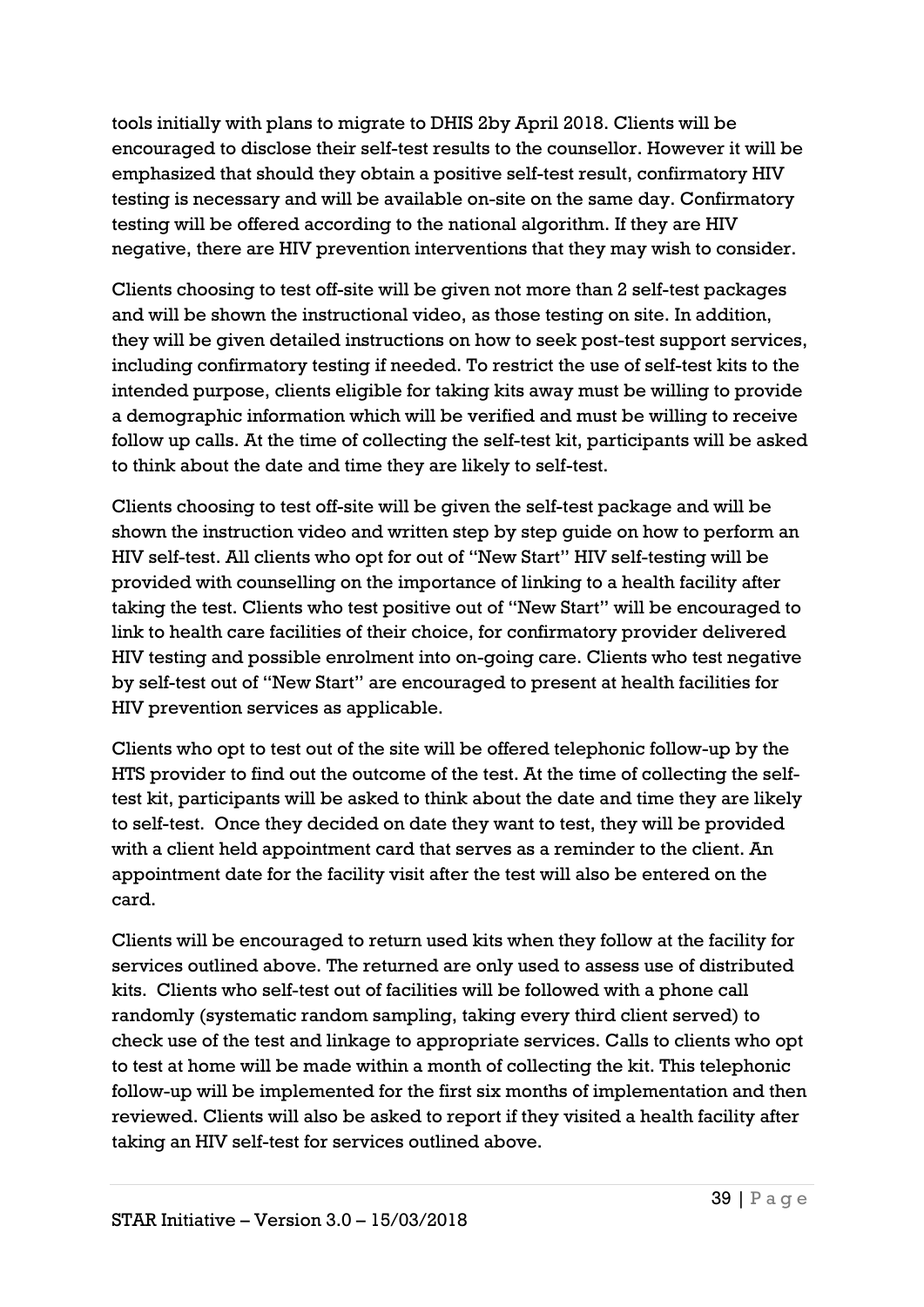tools initially with plans to migrate to DHIS 2by April 2018. Clients will be encouraged to disclose their self-test results to the counsellor. However it will be emphasized that should they obtain a positive self-test result, confirmatory HIV testing is necessary and will be available on-site on the same day. Confirmatory testing will be offered according to the national algorithm. If they are HIV negative, there are HIV prevention interventions that they may wish to consider.

Clients choosing to test off-site will be given not more than 2 self-test packages and will be shown the instructional video, as those testing on site. In addition, they will be given detailed instructions on how to seek post-test support services, including confirmatory testing if needed. To restrict the use of self-test kits to the intended purpose, clients eligible for taking kits away must be willing to provide a demographic information which will be verified and must be willing to receive follow up calls. At the time of collecting the self-test kit, participants will be asked to think about the date and time they are likely to self-test.

Clients choosing to test off-site will be given the self-test package and will be shown the instruction video and written step by step guide on how to perform an HIV self-test. All clients who opt for out of "New Start" HIV self-testing will be provided with counselling on the importance of linking to a health facility after taking the test. Clients who test positive out of "New Start" will be encouraged to link to health care facilities of their choice, for confirmatory provider delivered HIV testing and possible enrolment into on-going care. Clients who test negative by self-test out of "New Start" are encouraged to present at health facilities for HIV prevention services as applicable.

Clients who opt to test out of the site will be offered telephonic follow-up by the HTS provider to find out the outcome of the test. At the time of collecting the self-test kit, participants will be asked to think about the date and time they are likely to self-test. Once they decided on date they want to test, they will be provided with a client held appointment card that serves as a reminder to the client. An appointment date for the facility visit after the test will also be entered on the card.

Clients will be encouraged to return used kits when they follow at the facility for services outlined above. The returned are only used to assess use of distributed kits. Clients who self-test out of facilities will be followed with a phone call randomly (systematic random sampling, taking every third client served) to check use of the test and linkage to appropriate services. Calls to clients who opt to test at home will be made within a month of collecting the kit. This telephonic follow-up will be implemented for the first six months of implementation and then reviewed. Clients will also be asked to report if they visited a health facility after taking an HIV self-test for services outlined above.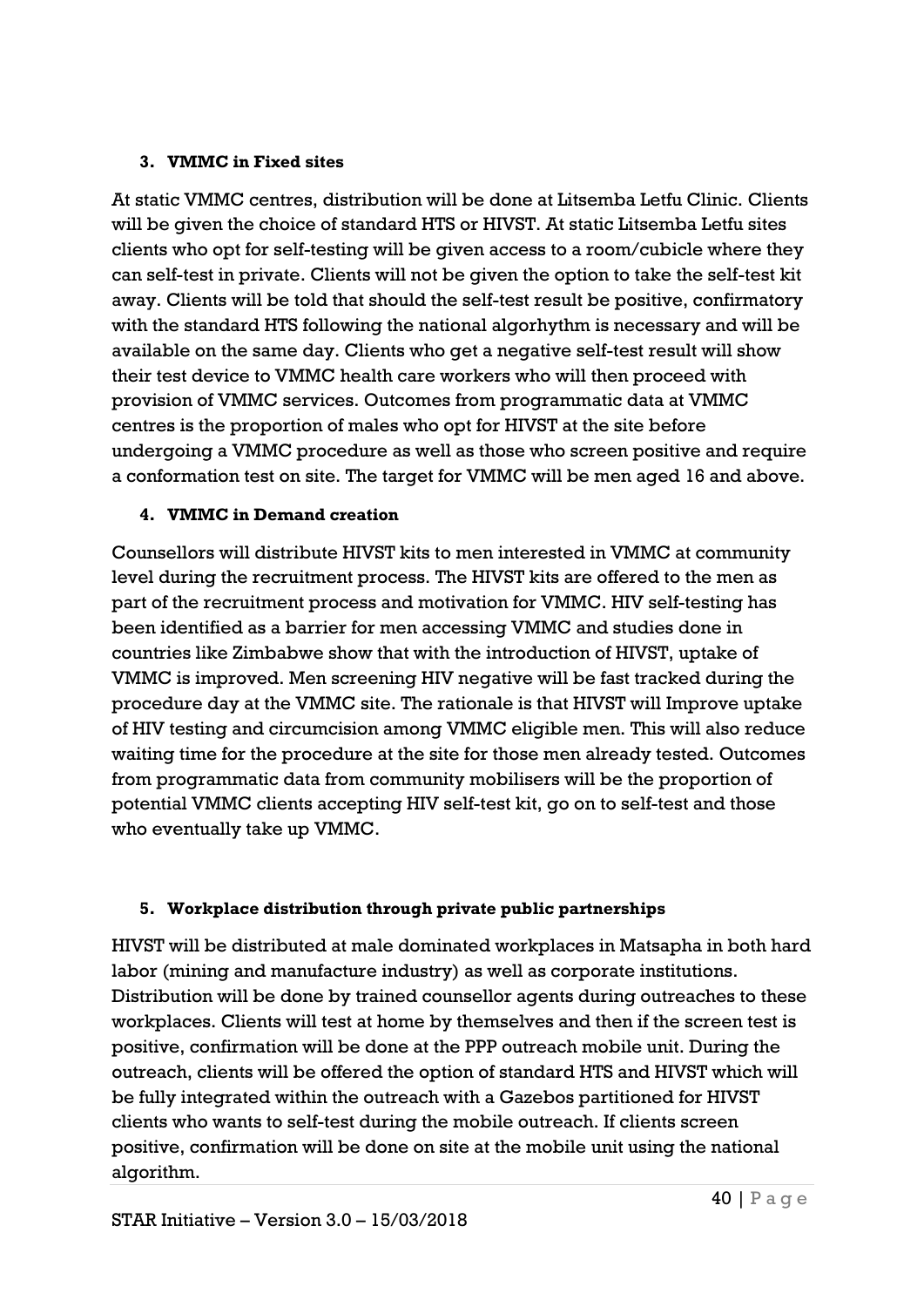**3. VMMC in Fixed sites**

At static VMMC centres, distribution will be done at Litsemba Letfu Clinic. Clients will be given the choice of standard HTS or HIVST. At static Litsemba Letfu sites clients who opt for self-testing will be given access to a room/cubicle where they can self-test in private. Clients will not be given the option to take the self-test kit away. Clients will be told that should the self-test result be positive, confirmatory with the standard HTS following the national algorhythm is necessary and will be available on the same day. Clients who get a negative self-test result will show their test device to VMMC health care workers who will then proceed with provision of VMMC services. Outcomes from programmatic data at VMMC centres is the proportion of males who opt for HIVST at the site before undergoing a VMMC procedure as well as those who screen positive and require a conformation test on site. The target for VMMC will be men aged 16 and above.

**4. VMMC in Demand creation**

Counsellors will distribute HIVST kits to men interested in VMMC at community level during the recruitment process. The HIVST kits are offered to the men as part of the recruitment process and motivation for VMMC. HIV self-testing has been identified as a barrier for men accessing VMMC and studies done in countries like Zimbabwe show that with the introduction of HIVST, uptake of VMMC is improved. Men screening HIV negative will be fast tracked during the procedure day at the VMMC site. The rationale is that HIVST will Improve uptake of HIV testing and circumcision among VMMC eligible men. This will also reduce waiting time for the procedure at the site for those men already tested. Outcomes from programmatic data from community mobilisers will be the proportion of potential VMMC clients accepting HIV self-test kit, go on to self-test and those who eventually take up VMMC.

**5. Workplace distribution through private public partnerships**

HIVST will be distributed at male dominated workplaces in Matsapha in both hard labor (mining and manufacture industry) as well as corporate institutions. Distribution will be done by trained counsellor agents during outreaches to these workplaces. Clients will test at home by themselves and then if the screen test is positive, confirmation will be done at the PPP outreach mobile unit. During the outreach, clients will be offered the option of standard HTS and HIVST which will be fully integrated within the outreach with a Gazebos partitioned for HIVST clients who wants to self-test during the mobile outreach. If clients screen positive, confirmation will be done on site at the mobile unit using the national algorithm.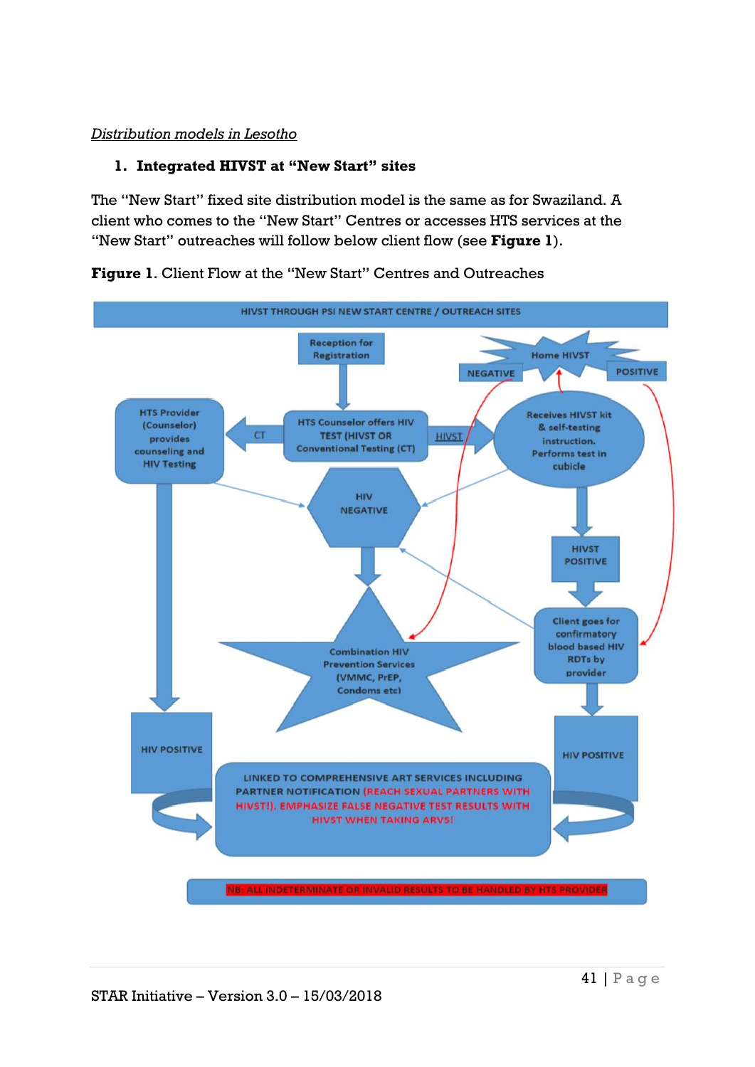*Distribution models in Lesotho*

1. **Integrated HIVST at "New Start" sites**

The "New Start" fixed site distribution model is the same as for Swaziland. A client who comes to the "New Start" Centres or accesses HTS services at the "New Start" outreaches will follow below client flow (see **Figure 1**).

**Figure 1**. Client Flow at the "New Start" Centres and Outreaches

HIVST THROUGH PSI NEW START CENTRE / OUTREACH SITES

Reception for Registration

HTS Counselor offers HIV TEST (HIVST OR Conventional Testing (CT)

CT

HTS Provider (Counselor) provides counseling and HIV Testing

HIVST

Receives HIVST kit & self-testing instruction. Performs test in cubicle

Home HIVST

NEGATIVE

POSITIVE

HIV NEGATIVE

HIVST POSITIVE

Client goes for confirmatory blood based HIV RDTs by provider

Combination HIV Prevention Services (VMMC, PrEP, Condoms etc)

HIV POSITIVE

HIV POSITIVE

LINKED TO COMPREHENSIVE ART SERVICES INCLUDING PARTNER NOTIFICATION (REACH SEXUAL PARTNERS WITH HIVST!). EMPHASIZE FALSE NEGATIVE TEST RESULTS WITH HIVST WHEN TAKING ARVS!

NB: ALL INDETERMINATE OR INVALID RESULTS TO BE HANDLED BY HTS PROVIDER

STAR Initiative – Version 3.0 – 15/03/2018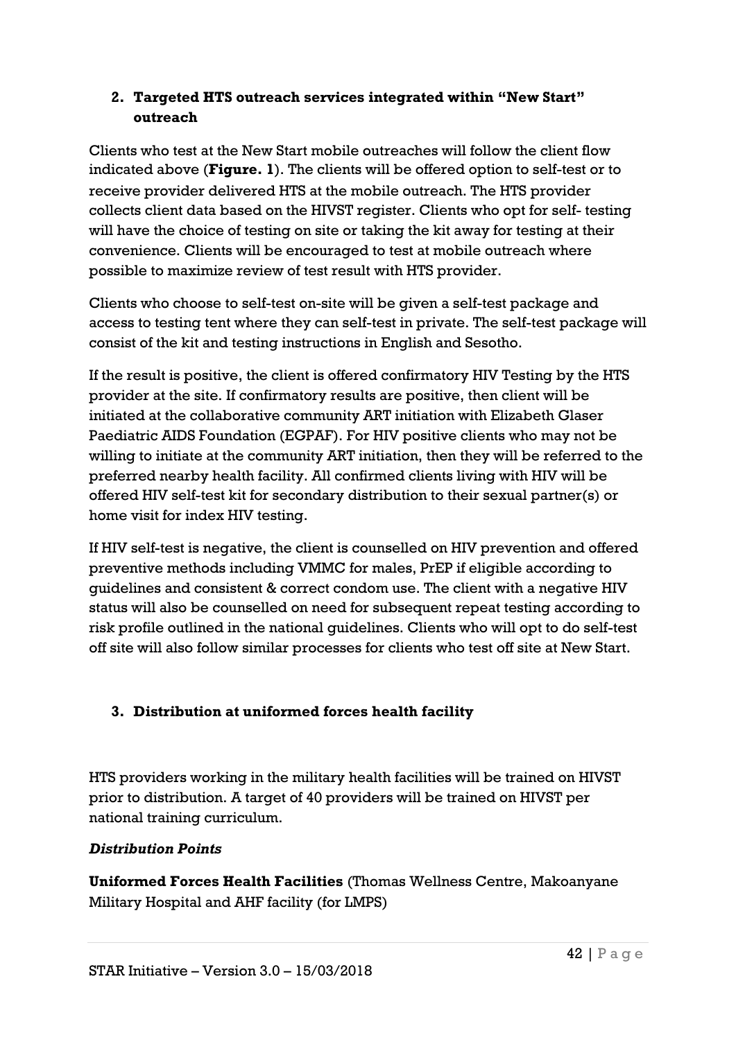## 2. Targeted HTS outreach services integrated within "New Start" outreach

Clients who test at the New Start mobile outreaches will follow the client flow indicated above (**Figure. 1**). The clients will be offered option to self-test or to receive provider delivered HTS at the mobile outreach. The HTS provider collects client data based on the HIVST register. Clients who opt for self- testing will have the choice of testing on site or taking the kit away for testing at their convenience. Clients will be encouraged to test at mobile outreach where possible to maximize review of test result with HTS provider.

Clients who choose to self-test on-site will be given a self-test package and access to testing tent where they can self-test in private. The self-test package will consist of the kit and testing instructions in English and Sesotho.

If the result is positive, the client is offered confirmatory HIV Testing by the HTS provider at the site. If confirmatory results are positive, then client will be initiated at the collaborative community ART initiation with Elizabeth Glaser Paediatric AIDS Foundation (EGPAF). For HIV positive clients who may not be willing to initiate at the community ART initiation, then they will be referred to the preferred nearby health facility. All confirmed clients living with HIV will be offered HIV self-test kit for secondary distribution to their sexual partner(s) or home visit for index HIV testing.

If HIV self-test is negative, the client is counselled on HIV prevention and offered preventive methods including VMMC for males, PrEP if eligible according to guidelines and consistent & correct condom use. The client with a negative HIV status will also be counselled on need for subsequent repeat testing according to risk profile outlined in the national guidelines. Clients who will opt to do self-test off site will also follow similar processes for clients who test off site at New Start.

## 3. Distribution at uniformed forces health facility

HTS providers working in the military health facilities will be trained on HIVST prior to distribution. A target of 40 providers will be trained on HIVST per national training curriculum.

### *Distribution Points*

**Uniformed Forces Health Facilities** (Thomas Wellness Centre, Makoanyane Military Hospital and AHF facility (for LMPS)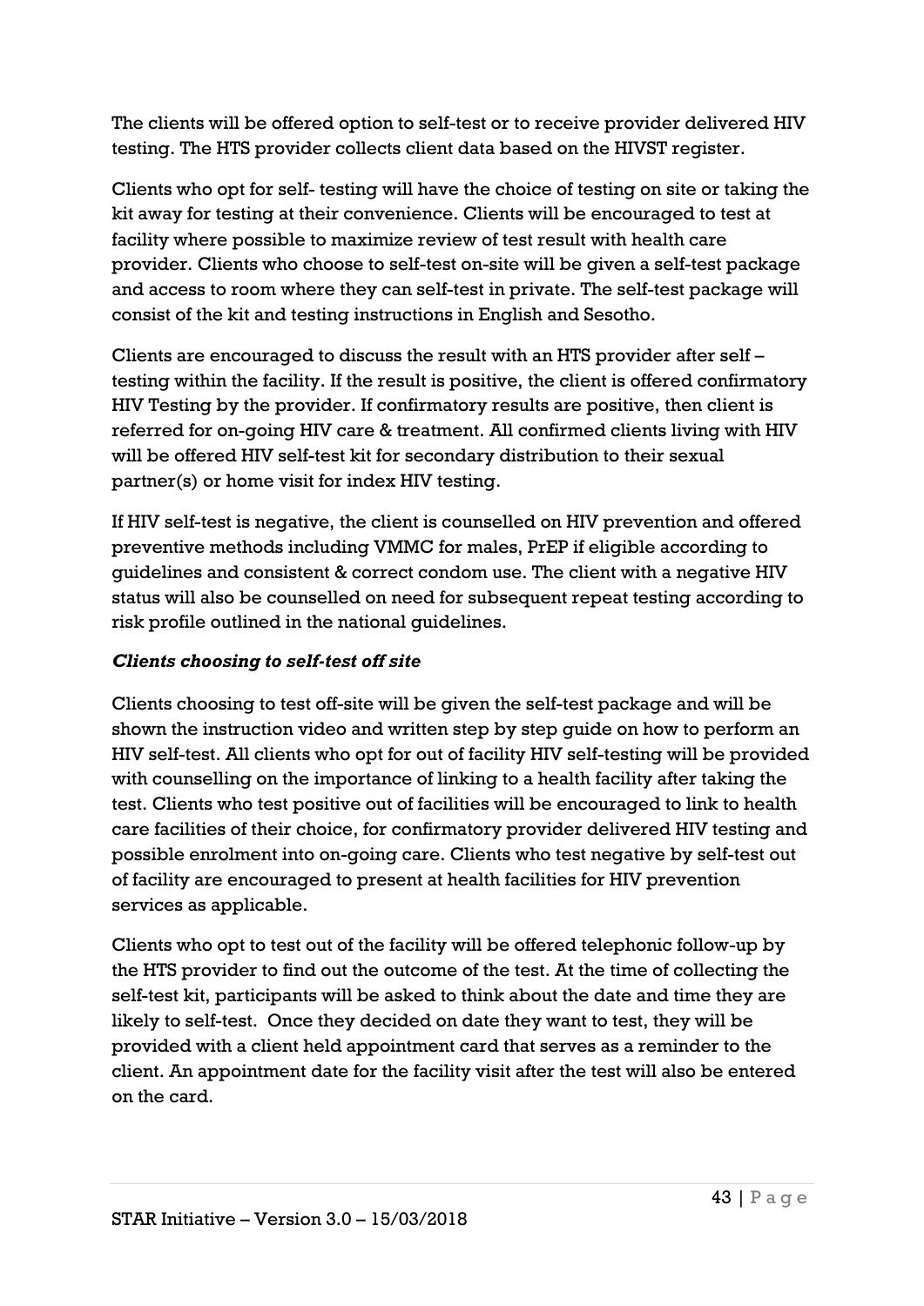The clients will be offered option to self-test or to receive provider delivered HIV testing. The HTS provider collects client data based on the HIVST register.

Clients who opt for self- testing will have the choice of testing on site or taking the kit away for testing at their convenience. Clients will be encouraged to test at facility where possible to maximize review of test result with health care provider. Clients who choose to self-test on-site will be given a self-test package and access to room where they can self-test in private. The self-test package will consist of the kit and testing instructions in English and Sesotho.

Clients are encouraged to discuss the result with an HTS provider after self – testing within the facility. If the result is positive, the client is offered confirmatory HIV Testing by the provider. If confirmatory results are positive, then client is referred for on-going HIV care & treatment. All confirmed clients living with HIV will be offered HIV self-test kit for secondary distribution to their sexual partner(s) or home visit for index HIV testing.

If HIV self-test is negative, the client is counselled on HIV prevention and offered preventive methods including VMMC for males, PrEP if eligible according to guidelines and consistent & correct condom use. The client with a negative HIV status will also be counselled on need for subsequent repeat testing according to risk profile outlined in the national guidelines.

***Clients choosing to self-test off site***

Clients choosing to test off-site will be given the self-test package and will be shown the instruction video and written step by step guide on how to perform an HIV self-test. All clients who opt for out of facility HIV self-testing will be provided with counselling on the importance of linking to a health facility after taking the test. Clients who test positive out of facilities will be encouraged to link to health care facilities of their choice, for confirmatory provider delivered HIV testing and possible enrolment into on-going care. Clients who test negative by self-test out of facility are encouraged to present at health facilities for HIV prevention services as applicable.

Clients who opt to test out of the facility will be offered telephonic follow-up by the HTS provider to find out the outcome of the test. At the time of collecting the self-test kit, participants will be asked to think about the date and time they are likely to self-test. Once they decided on date they want to test, they will be provided with a client held appointment card that serves as a reminder to the client. An appointment date for the facility visit after the test will also be entered on the card.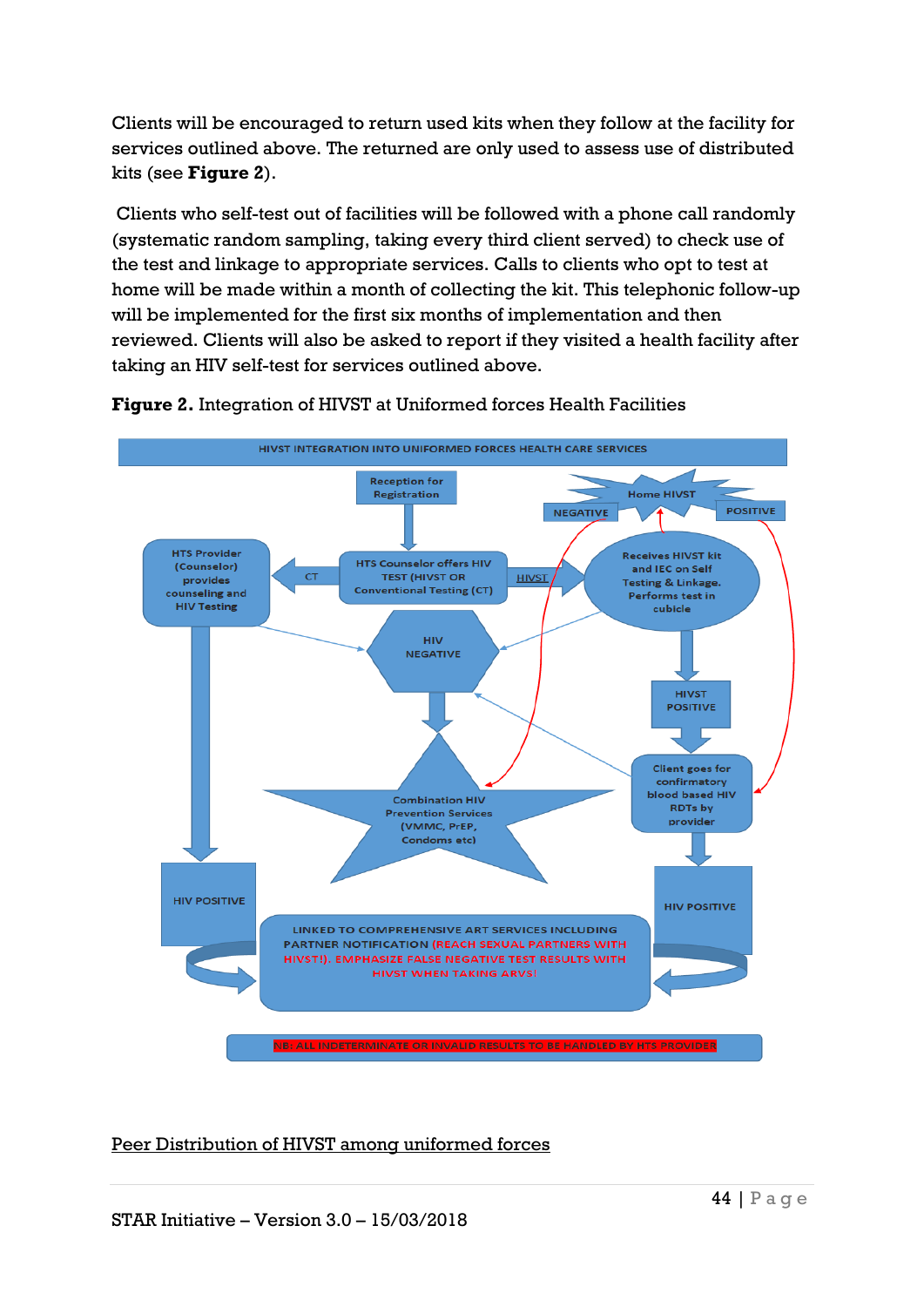Clients will be encouraged to return used kits when they follow at the facility for services outlined above. The returned are only used to assess use of distributed kits (see **Figure 2**).

Clients who self-test out of facilities will be followed with a phone call randomly (systematic random sampling, taking every third client served) to check use of the test and linkage to appropriate services. Calls to clients who opt to test at home will be made within a month of collecting the kit. This telephonic follow-up will be implemented for the first six months of implementation and then reviewed. Clients will also be asked to report if they visited a health facility after taking an HIV self-test for services outlined above.

**Figure 2.** Integration of HIVST at Uniformed forces Health Facilities

HIVST INTEGRATION INTO UNIFORMED FORCES HEALTH CARE SERVICES

Reception for Registration

Home HIVST

NEGATIVE

POSITIVE

HTS Provider (Counselor) provides counseling and HIV Testing

CT

HTS Counselor offers HIV TEST (HIVST OR Conventional Testing (CT)

HIVST

Receives HIVST kit and IEC on Self Testing & Linkage. Performs test in cubicle

HIV NEGATIVE

HIVST POSITIVE

Client goes for confirmatory blood based HIV RDTs by provider

Combination HIV Prevention Services (VMMC, PrEP, Condoms etc)

HIV POSITIVE

HIV POSITIVE

LINKED TO COMPREHENSIVE ART SERVICES INCLUDING PARTNER NOTIFICATION (REACH SEXUAL PARTNERS WITH HIVST!). EMPHASIZE FALSE NEGATIVE TEST RESULTS WITH HIVST WHEN TAKING ARVS!

NB: ALL INDETERMINATE OR INVALID RESULTS TO BE HANDLED BY HTS PROVIDER

Peer Distribution of HIVST among uniformed forces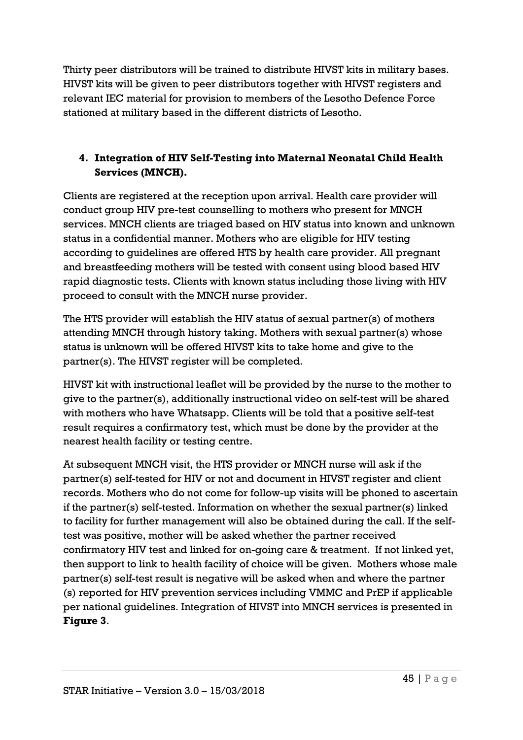Thirty peer distributors will be trained to distribute HIVST kits in military bases. HIVST kits will be given to peer distributors together with HIVST registers and relevant IEC material for provision to members of the Lesotho Defence Force stationed at military based in the different districts of Lesotho.

## 4. Integration of HIV Self-Testing into Maternal Neonatal Child Health Services (MNCH).

Clients are registered at the reception upon arrival. Health care provider will conduct group HIV pre-test counselling to mothers who present for MNCH services. MNCH clients are triaged based on HIV status into known and unknown status in a confidential manner. Mothers who are eligible for HIV testing according to guidelines are offered HTS by health care provider. All pregnant and breastfeeding mothers will be tested with consent using blood based HIV rapid diagnostic tests. Clients with known status including those living with HIV proceed to consult with the MNCH nurse provider.

The HTS provider will establish the HIV status of sexual partner(s) of mothers attending MNCH through history taking. Mothers with sexual partner(s) whose status is unknown will be offered HIVST kits to take home and give to the partner(s). The HIVST register will be completed.

HIVST kit with instructional leaflet will be provided by the nurse to the mother to give to the partner(s), additionally instructional video on self-test will be shared with mothers who have Whatsapp. Clients will be told that a positive self-test result requires a confirmatory test, which must be done by the provider at the nearest health facility or testing centre.

At subsequent MNCH visit, the HTS provider or MNCH nurse will ask if the partner(s) self-tested for HIV or not and document in HIVST register and client records. Mothers who do not come for follow-up visits will be phoned to ascertain if the partner(s) self-tested. Information on whether the sexual partner(s) linked to facility for further management will also be obtained during the call. If the self-test was positive, mother will be asked whether the partner received confirmatory HIV test and linked for on-going care & treatment. If not linked yet, then support to link to health facility of choice will be given. Mothers whose male partner(s) self-test result is negative will be asked when and where the partner (s) reported for HIV prevention services including VMMC and PrEP if applicable per national guidelines. Integration of HIVST into MNCH services is presented in **Figure 3**.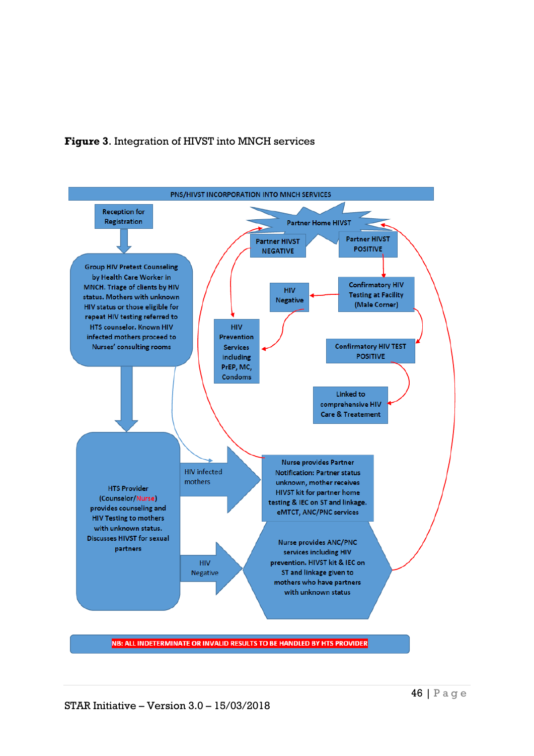**Figure 3**. Integration of HIVST into MNCH services

PNS/HIVST INCORPORATION INTO MNCH SERVICES

Reception for Registration

Group HIV Pretest Counseling by Health Care Worker in MNCH. Triage of clients by HIV status. Mothers with unknown HIV status or those eligible for repeat HIV testing referred to HTS counselor. Known HIV infected mothers proceed to Nurses' consulting rooms

HTS Provider (Counselor/Nurse) provides counseling and HIV Testing to mothers with unknown status. Discusses HIVST for sexual partners

HIV infected mothers

HIV Negative

Nurse provides Partner Notification: Partner status unknown, mother receives HIVST kit for partner home testing & IEC on ST and linkage. eMTCT, ANC/PNC services

Nurse provides ANC/PNC services including HIV prevention. HIVST kit & IEC on ST and linkage given to mothers who have partners with unknown status

Partner Home HIVST

Partner HIVST NEGATIVE

Partner HIVST POSITIVE

HIV Prevention Services Including PrEP, MC, Condoms

Confirmatory HIV Testing at Facility (Male Corner)

HIV Negative

Confirmatory HIV TEST POSITIVE

Linked to comprehensive HIV Care & Treatement

NB: ALL INDETERMINATE OR INVALID RESULTS TO BE HANDLED BY HTS PROVIDER

STAR Initiative – Version 3.0 – 15/03/2018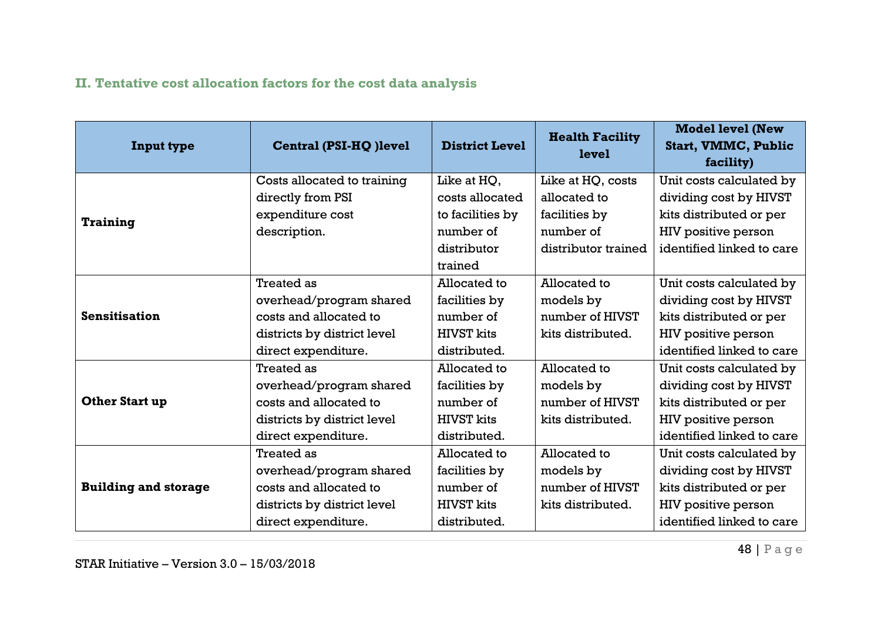## II. Tentative cost allocation factors for the cost data analysis

| Input type | Central (PSI-HQ )level | District Level | Health Facility level | Model level (New Start, VMMC, Public facility) |
|---|---|---|---|---|
| **Training** | Costs allocated to training directly from PSI expenditure cost description. | Like at HQ, costs allocated to facilities by number of distributor trained | Like at HQ, costs allocated to facilities by number of distributor trained | Unit costs calculated by dividing cost by HIVST kits distributed or per HIV positive person identified linked to care |
| **Sensitisation** | Treated as overhead/program shared costs and allocated to districts by district level direct expenditure. | Allocated to facilities by number of HIVST kits distributed. | Allocated to models by number of HIVST kits distributed. | Unit costs calculated by dividing cost by HIVST kits distributed or per HIV positive person identified linked to care |
| **Other Start up** | Treated as overhead/program shared costs and allocated to districts by district level direct expenditure. | Allocated to facilities by number of HIVST kits distributed. | Allocated to models by number of HIVST kits distributed. | Unit costs calculated by dividing cost by HIVST kits distributed or per HIV positive person identified linked to care |
| **Building and storage** | Treated as overhead/program shared costs and allocated to districts by district level direct expenditure. | Allocated to facilities by number of HIVST kits distributed. | Allocated to models by number of HIVST kits distributed. | Unit costs calculated by dividing cost by HIVST kits distributed or per HIV positive person identified linked to care |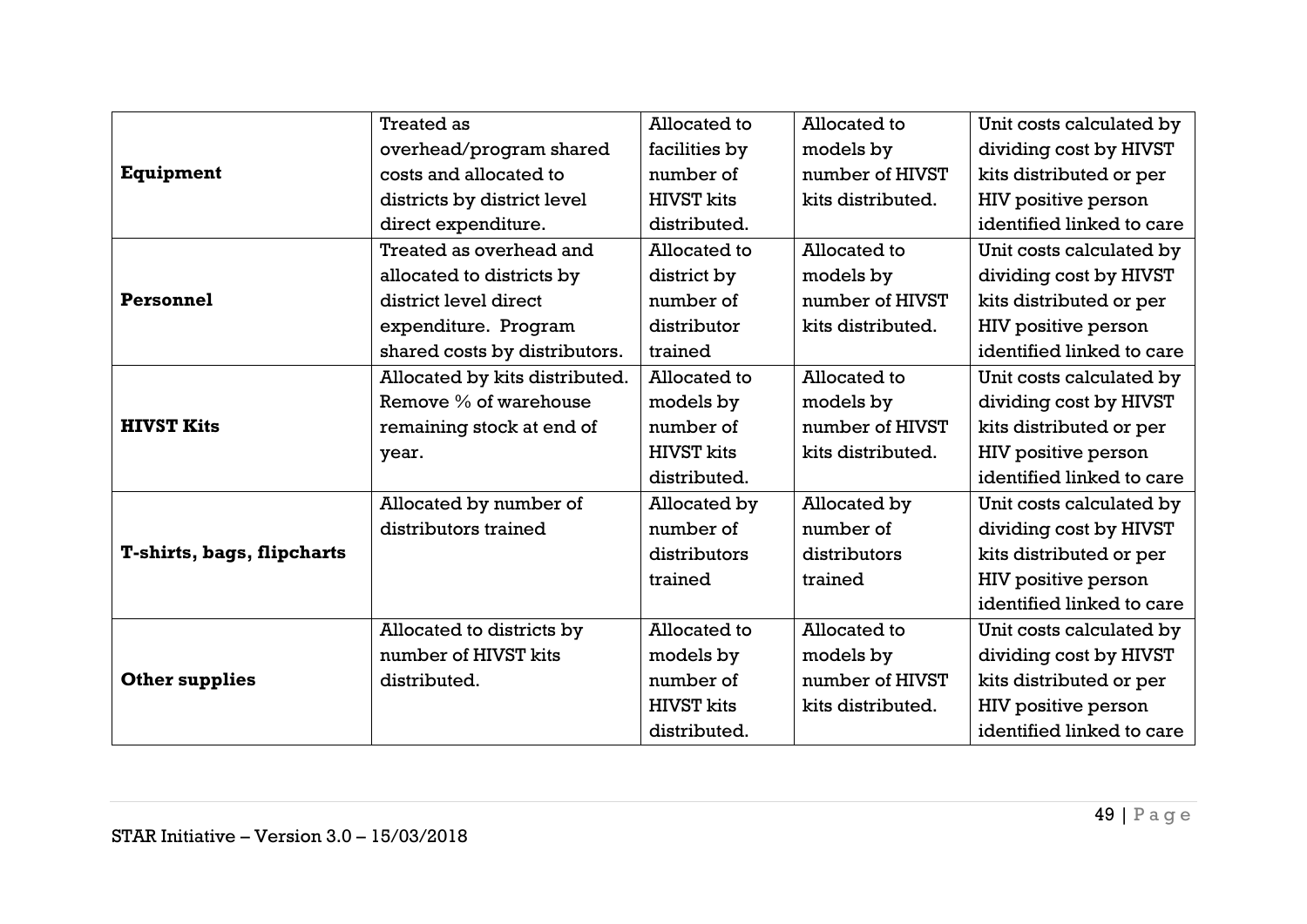| | | | | |
|---|---|---|---|---|
| **Equipment** | Treated as overhead/program shared costs and allocated to districts by district level direct expenditure. | Allocated to facilities by number of HIVST kits distributed. | Allocated to models by number of HIVST kits distributed. | Unit costs calculated by dividing cost by HIVST kits distributed or per HIV positive person identified linked to care |
| **Personnel** | Treated as overhead and allocated to districts by district level direct expenditure. Program shared costs by distributors. | Allocated to district by number of distributor trained | Allocated to models by number of HIVST kits distributed. | Unit costs calculated by dividing cost by HIVST kits distributed or per HIV positive person identified linked to care |
| **HIVST Kits** | Allocated by kits distributed. Remove % of warehouse remaining stock at end of year. | Allocated to models by number of HIVST kits distributed. | Allocated to models by number of HIVST kits distributed. | Unit costs calculated by dividing cost by HIVST kits distributed or per HIV positive person identified linked to care |
| **T-shirts, bags, flipcharts** | Allocated by number of distributors trained | Allocated by number of distributors trained | Allocated by number of distributors trained | Unit costs calculated by dividing cost by HIVST kits distributed or per HIV positive person identified linked to care |
| **Other supplies** | Allocated to districts by number of HIVST kits distributed. | Allocated to models by number of HIVST kits distributed. | Allocated to models by number of HIVST kits distributed. | Unit costs calculated by dividing cost by HIVST kits distributed or per HIV positive person identified linked to care |

STAR Initiative – Version 3.0 – 15/03/2018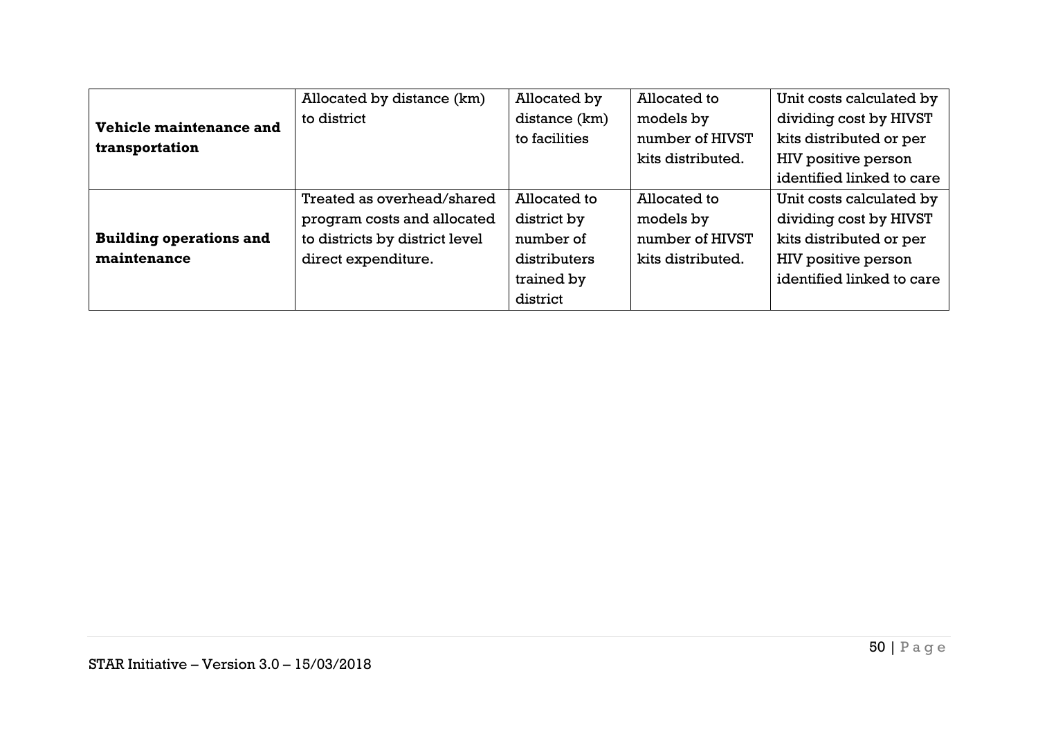| | | | | |
|---|---|---|---|---|
| **Vehicle maintenance and transportation** | Allocated by distance (km) to district | Allocated by distance (km) to facilities | Allocated to models by number of HIVST kits distributed. | Unit costs calculated by dividing cost by HIVST kits distributed or per HIV positive person identified linked to care |
| **Building operations and maintenance** | Treated as overhead/shared program costs and allocated to districts by district level direct expenditure. | Allocated to district by number of distributers trained by district | Allocated to models by number of HIVST kits distributed. | Unit costs calculated by dividing cost by HIVST kits distributed or per HIV positive person identified linked to care |